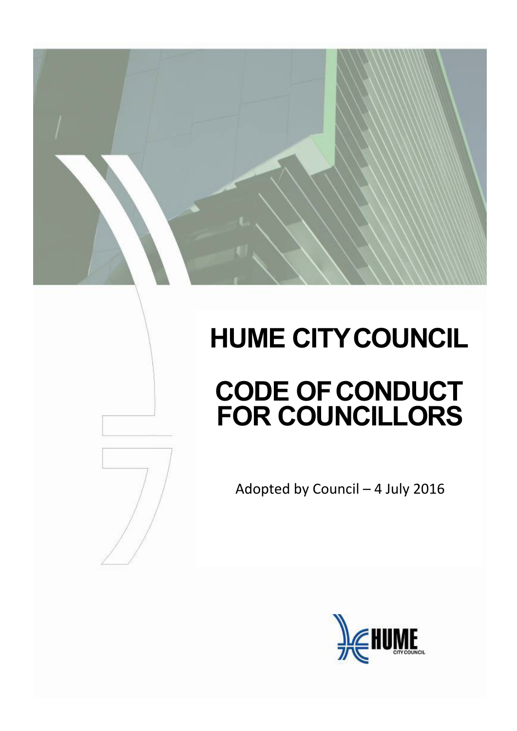# HUME CITY COUNCIL

# CODE OF CONDUCT FOR COUNCILLORS

Adopted by Council – 4 July 2016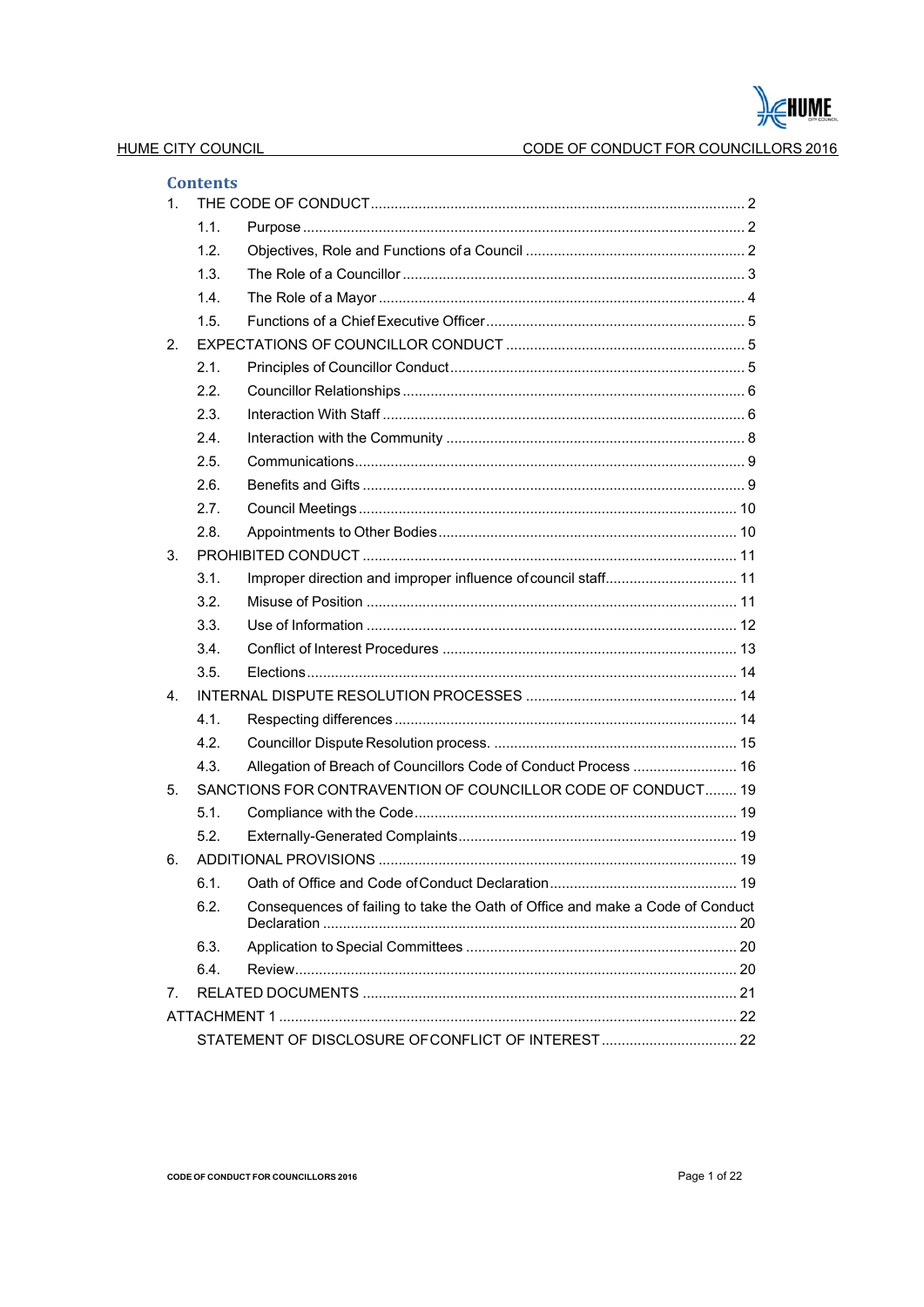## Contents

1. THE CODE OF CONDUCT ........................................................................................... 2
    - 1.1. Purpose ........................................................................................................ 2
    - 1.2. Objectives, Role and Functions of a Council ..................................................... 2
    - 1.3. The Role of a Councillor ................................................................................. 3
    - 1.4. The Role of a Mayor ...................................................................................... 4
    - 1.5. Functions of a Chief Executive Officer .............................................................. 5
2. EXPECTATIONS OF COUNCILLOR CONDUCT ........................................................... 5
    - 2.1. Principles of Councillor Conduct ....................................................................... 5
    - 2.2. Councillor Relationships .................................................................................. 6
    - 2.3. Interaction With Staff ....................................................................................... 6
    - 2.4. Interaction with the Community ........................................................................ 8
    - 2.5. Communications ............................................................................................. 9
    - 2.6. Benefits and Gifts ........................................................................................... 9
    - 2.7. Council Meetings ........................................................................................... 10
    - 2.8. Appointments to Other Bodies ......................................................................... 10
3. PROHIBITED CONDUCT ........................................................................................... 11
    - 3.1. Improper direction and improper influence of council staff ................................. 11
    - 3.2. Misuse of Position .......................................................................................... 11
    - 3.3. Use of Information .......................................................................................... 12
    - 3.4. Conflict of Interest Procedures ........................................................................ 13
    - 3.5. Elections ........................................................................................................ 14
4. INTERNAL DISPUTE RESOLUTION PROCESSES .................................................... 14
    - 4.1. Respecting differences .................................................................................... 14
    - 4.2. Councillor Dispute Resolution process. ............................................................ 15
    - 4.3. Allegation of Breach of Councillors Code of Conduct Process .......................... 16
5. SANCTIONS FOR CONTRAVENTION OF COUNCILLOR CODE OF CONDUCT ........ 19
    - 5.1. Compliance with the Code ............................................................................... 19
    - 5.2. Externally-Generated Complaints .................................................................... 19
6. ADDITIONAL PROVISIONS ........................................................................................ 19
    - 6.1. Oath of Office and Code of Conduct Declaration .............................................. 19
    - 6.2. Consequences of failing to take the Oath of Office and make a Code of Conduct Declaration ........................................................................................................ 20
    - 6.3. Application to Special Committees ................................................................... 20
    - 6.4. Review ............................................................................................................ 20
7. RELATED DOCUMENTS ............................................................................................ 21

ATTACHMENT 1 ................................................................................................................ 22

STATEMENT OF DISCLOSURE OF CONFLICT OF INTEREST ........................................... 22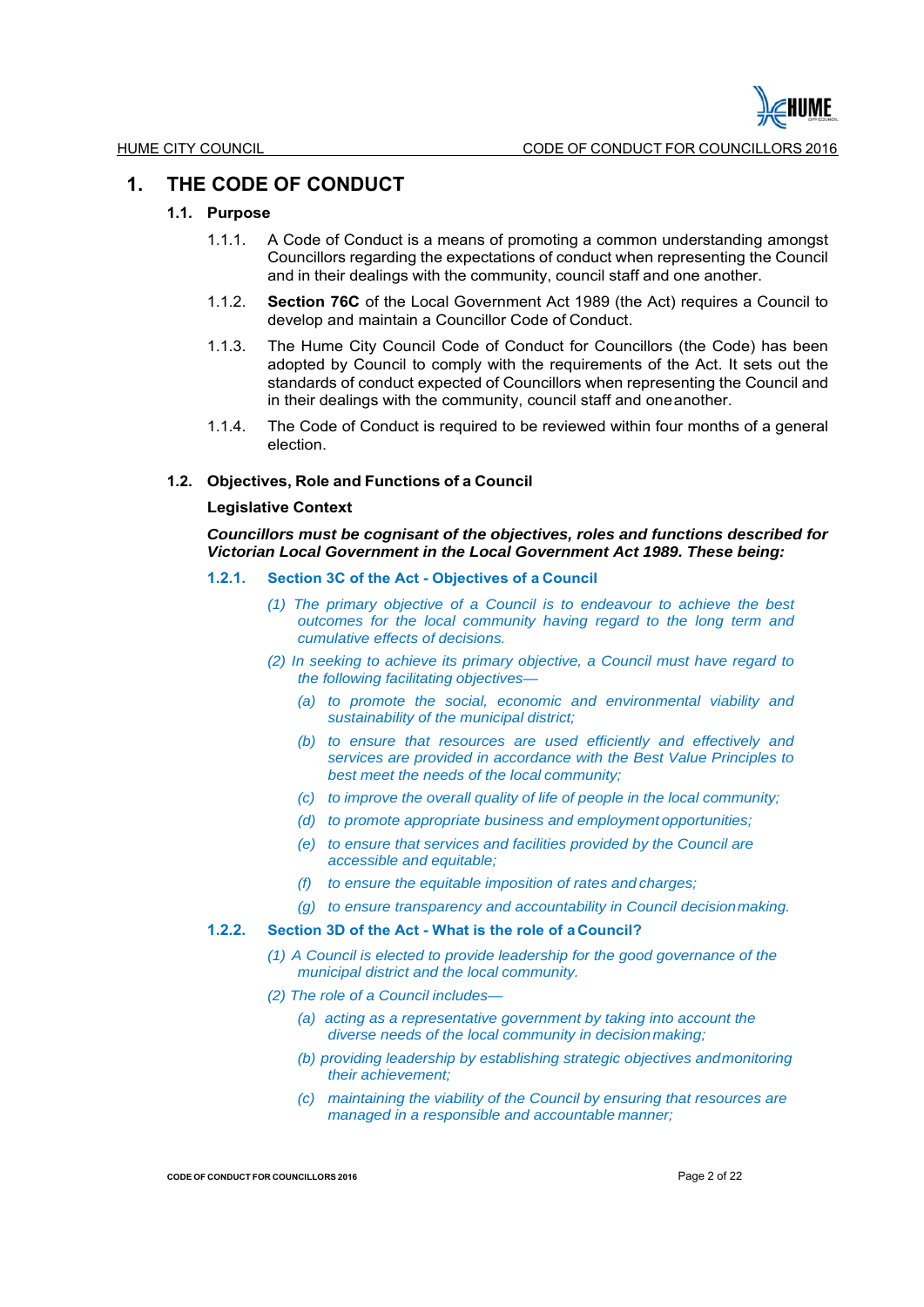# 1. THE CODE OF CONDUCT

## 1.1. Purpose

1.1.1. A Code of Conduct is a means of promoting a common understanding amongst Councillors regarding the expectations of conduct when representing the Council and in their dealings with the community, council staff and one another.

1.1.2. **Section 76C** of the Local Government Act 1989 (the Act) requires a Council to develop and maintain a Councillor Code of Conduct.

1.1.3. The Hume City Council Code of Conduct for Councillors (the Code) has been adopted by Council to comply with the requirements of the Act. It sets out the standards of conduct expected of Councillors when representing the Council and in their dealings with the community, council staff and one another.

1.1.4. The Code of Conduct is required to be reviewed within four months of a general election.

## 1.2. Objectives, Role and Functions of a Council

**Legislative Context**

***Councillors must be cognisant of the objectives, roles and functions described for Victorian Local Government in the Local Government Act 1989. These being:***

### 1.2.1. Section 3C of the Act - Objectives of a Council

*(1) The primary objective of a Council is to endeavour to achieve the best outcomes for the local community having regard to the long term and cumulative effects of decisions.*

*(2) In seeking to achieve its primary objective, a Council must have regard to the following facilitating objectives—*

- *(a) to promote the social, economic and environmental viability and sustainability of the municipal district;*
- *(b) to ensure that resources are used efficiently and effectively and services are provided in accordance with the Best Value Principles to best meet the needs of the local community;*
- *(c) to improve the overall quality of life of people in the local community;*
- *(d) to promote appropriate business and employment opportunities;*
- *(e) to ensure that services and facilities provided by the Council are accessible and equitable;*
- *(f) to ensure the equitable imposition of rates and charges;*
- *(g) to ensure transparency and accountability in Council decision making.*

### 1.2.2. Section 3D of the Act - What is the role of a Council?

*(1) A Council is elected to provide leadership for the good governance of the municipal district and the local community.*

*(2) The role of a Council includes—*

- *(a) acting as a representative government by taking into account the diverse needs of the local community in decision making;*
- *(b) providing leadership by establishing strategic objectives and monitoring their achievement;*
- *(c) maintaining the viability of the Council by ensuring that resources are managed in a responsible and accountable manner;*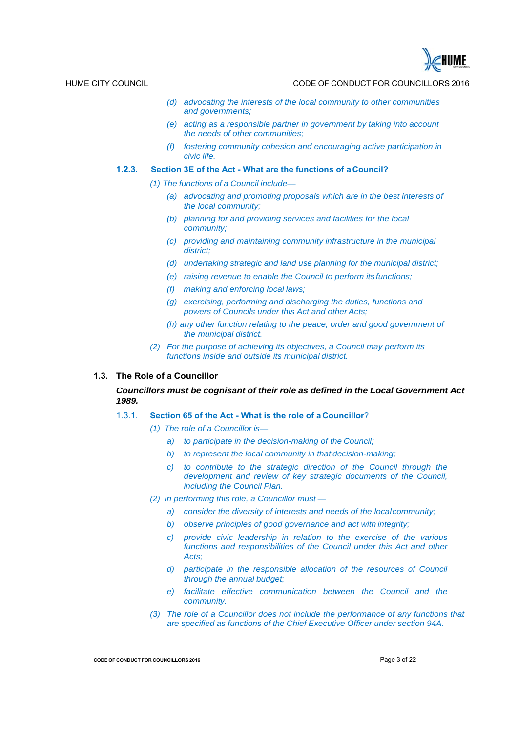*(d) advocating the interests of the local community to other communities and governments;*

*(e) acting as a responsible partner in government by taking into account the needs of other communities;*

*(f) fostering community cohesion and encouraging active participation in civic life.*

### 1.2.3. Section 3E of the Act - What are the functions of a Council?

*(1) The functions of a Council include—*

*(a) advocating and promoting proposals which are in the best interests of the local community;*

*(b) planning for and providing services and facilities for the local community;*

*(c) providing and maintaining community infrastructure in the municipal district;*

*(d) undertaking strategic and land use planning for the municipal district;*

*(e) raising revenue to enable the Council to perform its functions;*

*(f) making and enforcing local laws;*

*(g) exercising, performing and discharging the duties, functions and powers of Councils under this Act and other Acts;*

*(h) any other function relating to the peace, order and good government of the municipal district.*

*(2) For the purpose of achieving its objectives, a Council may perform its functions inside and outside its municipal district.*

## 1.3. The Role of a Councillor

***Councillors must be cognisant of their role as defined in the Local Government Act 1989.***

### 1.3.1. Section 65 of the Act - What is the role of a Councillor?

*(1) The role of a Councillor is—*

*a) to participate in the decision-making of the Council;*

*b) to represent the local community in that decision-making;*

*c) to contribute to the strategic direction of the Council through the development and review of key strategic documents of the Council, including the Council Plan.*

*(2) In performing this role, a Councillor must —*

*a) consider the diversity of interests and needs of the local community;*

*b) observe principles of good governance and act with integrity;*

*c) provide civic leadership in relation to the exercise of the various functions and responsibilities of the Council under this Act and other Acts;*

*d) participate in the responsible allocation of the resources of Council through the annual budget;*

*e) facilitate effective communication between the Council and the community.*

*(3) The role of a Councillor does not include the performance of any functions that are specified as functions of the Chief Executive Officer under section 94A.*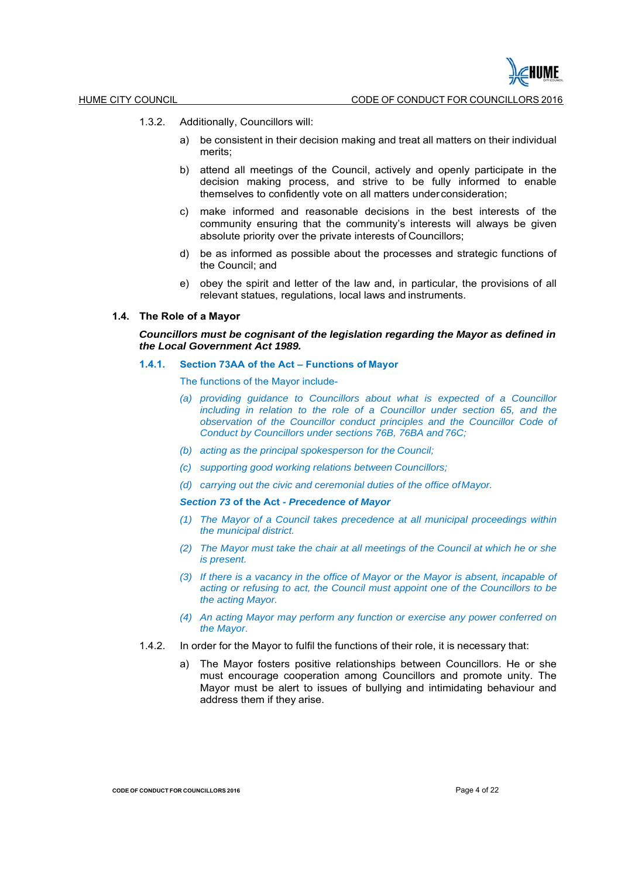1.3.2. Additionally, Councillors will:

a) be consistent in their decision making and treat all matters on their individual merits;

b) attend all meetings of the Council, actively and openly participate in the decision making process, and strive to be fully informed to enable themselves to confidently vote on all matters under consideration;

c) make informed and reasonable decisions in the best interests of the community ensuring that the community's interests will always be given absolute priority over the private interests of Councillors;

d) be as informed as possible about the processes and strategic functions of the Council; and

e) obey the spirit and letter of the law and, in particular, the provisions of all relevant statues, regulations, local laws and instruments.

### 1.4. The Role of a Mayor

***Councillors must be cognisant of the legislation regarding the Mayor as defined in the Local Government Act 1989.***

#### 1.4.1. Section 73AA of the Act – Functions of Mayor

The functions of the Mayor include-

*(a) providing guidance to Councillors about what is expected of a Councillor including in relation to the role of a Councillor under section 65, and the observation of the Councillor conduct principles and the Councillor Code of Conduct by Councillors under sections 76B, 76BA and 76C;*

*(b) acting as the principal spokesperson for the Council;*

*(c) supporting good working relations between Councillors;*

*(d) carrying out the civic and ceremonial duties of the office of Mayor.*

***Section 73* of the Act - *Precedence of Mayor***

*(1) The Mayor of a Council takes precedence at all municipal proceedings within the municipal district.*

*(2) The Mayor must take the chair at all meetings of the Council at which he or she is present.*

*(3) If there is a vacancy in the office of Mayor or the Mayor is absent, incapable of acting or refusing to act, the Council must appoint one of the Councillors to be the acting Mayor.*

*(4) An acting Mayor may perform any function or exercise any power conferred on the Mayor.*

1.4.2. In order for the Mayor to fulfil the functions of their role, it is necessary that:

a) The Mayor fosters positive relationships between Councillors. He or she must encourage cooperation among Councillors and promote unity. The Mayor must be alert to issues of bullying and intimidating behaviour and address them if they arise.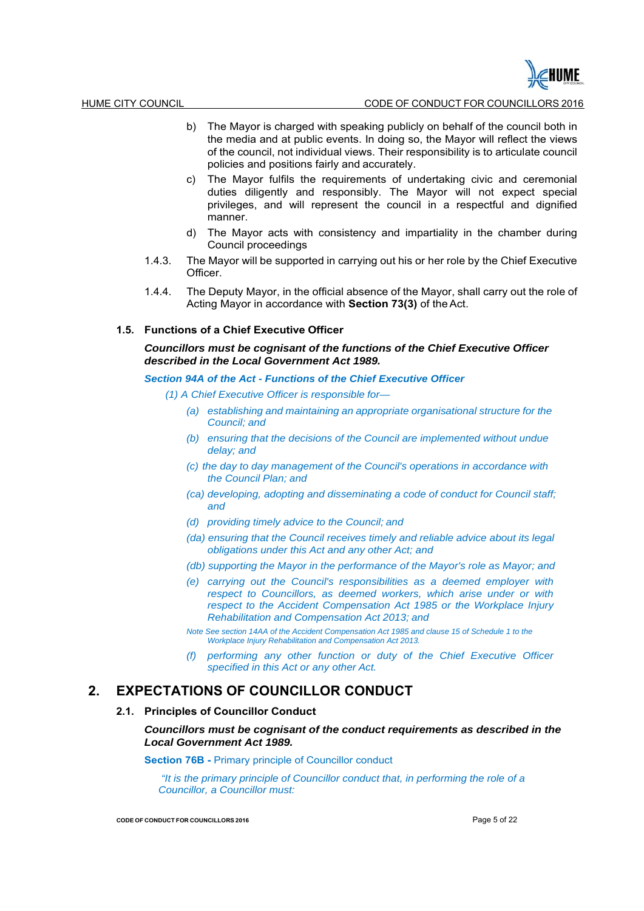b) The Mayor is charged with speaking publicly on behalf of the council both in the media and at public events. In doing so, the Mayor will reflect the views of the council, not individual views. Their responsibility is to articulate council policies and positions fairly and accurately.

c) The Mayor fulfils the requirements of undertaking civic and ceremonial duties diligently and responsibly. The Mayor will not expect special privileges, and will represent the council in a respectful and dignified manner.

d) The Mayor acts with consistency and impartiality in the chamber during Council proceedings

1.4.3. The Mayor will be supported in carrying out his or her role by the Chief Executive Officer.

1.4.4. The Deputy Mayor, in the official absence of the Mayor, shall carry out the role of Acting Mayor in accordance with **Section 73(3)** of the Act.

### 1.5. Functions of a Chief Executive Officer

***Councillors must be cognisant of the functions of the Chief Executive Officer described in the Local Government Act 1989.***

***Section 94A of the Act - Functions of the Chief Executive Officer***

*(1) A Chief Executive Officer is responsible for—*

*(a) establishing and maintaining an appropriate organisational structure for the Council; and*

*(b) ensuring that the decisions of the Council are implemented without undue delay; and*

*(c) the day to day management of the Council's operations in accordance with the Council Plan; and*

*(ca) developing, adopting and disseminating a code of conduct for Council staff; and*

*(d) providing timely advice to the Council; and*

*(da) ensuring that the Council receives timely and reliable advice about its legal obligations under this Act and any other Act; and*

*(db) supporting the Mayor in the performance of the Mayor's role as Mayor; and*

*(e) carrying out the Council's responsibilities as a deemed employer with respect to Councillors, as deemed workers, which arise under or with respect to the Accident Compensation Act 1985 or the Workplace Injury Rehabilitation and Compensation Act 2013; and*

*Note See section 14AA of the Accident Compensation Act 1985 and clause 15 of Schedule 1 to the Workplace Injury Rehabilitation and Compensation Act 2013.*

*(f) performing any other function or duty of the Chief Executive Officer specified in this Act or any other Act.*

## 2. EXPECTATIONS OF COUNCILLOR CONDUCT

### 2.1. Principles of Councillor Conduct

***Councillors must be cognisant of the conduct requirements as described in the Local Government Act 1989.***

**Section 76B -** Primary principle of Councillor conduct

*"It is the primary principle of Councillor conduct that, in performing the role of a Councillor, a Councillor must:*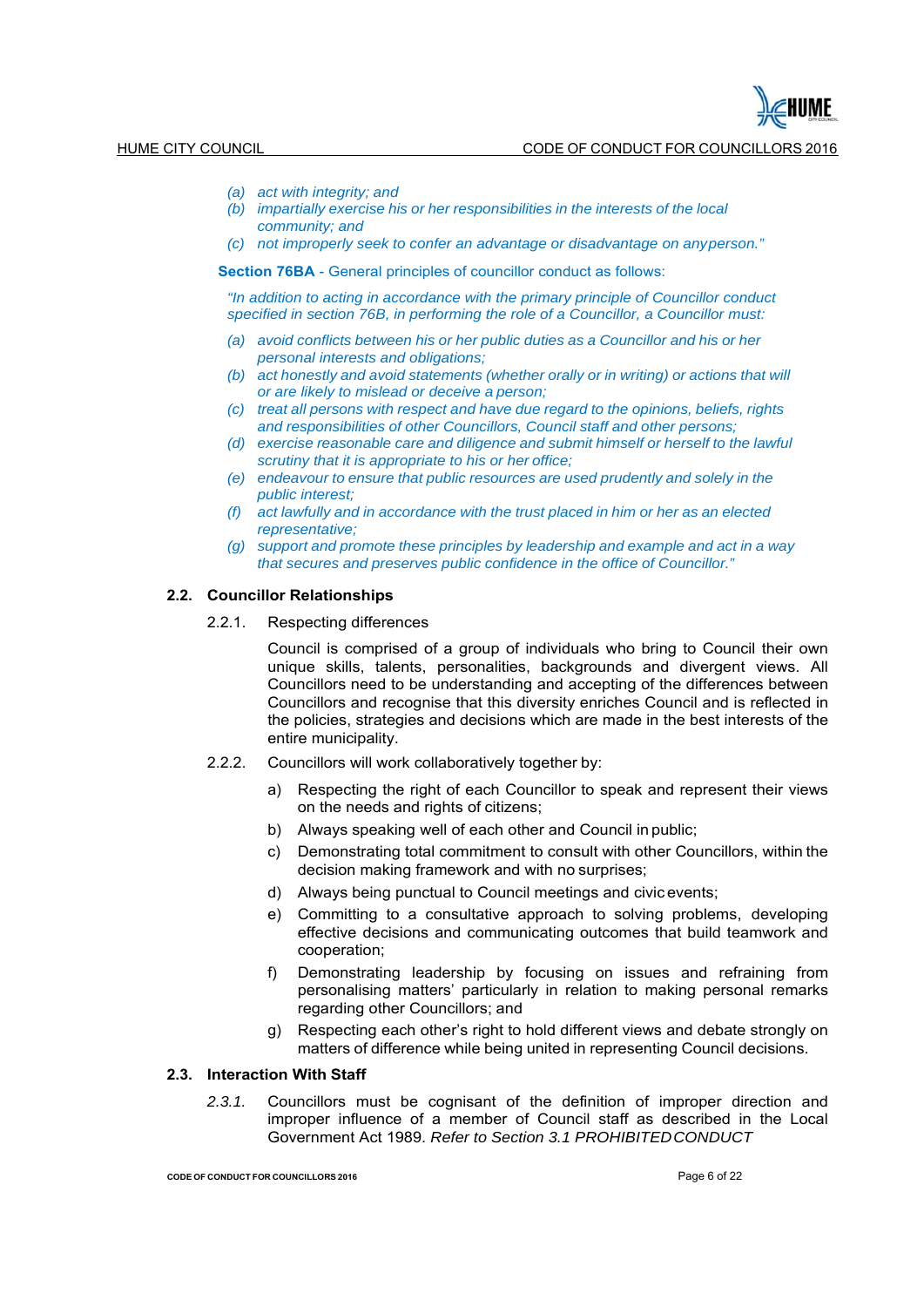*(a) act with integrity; and*

*(b) impartially exercise his or her responsibilities in the interests of the local community; and*

*(c) not improperly seek to confer an advantage or disadvantage on any person."*

**Section 76BA** - General principles of councillor conduct as follows:

*"In addition to acting in accordance with the primary principle of Councillor conduct specified in section 76B, in performing the role of a Councillor, a Councillor must:*

*(a) avoid conflicts between his or her public duties as a Councillor and his or her personal interests and obligations;*

*(b) act honestly and avoid statements (whether orally or in writing) or actions that will or are likely to mislead or deceive a person;*

*(c) treat all persons with respect and have due regard to the opinions, beliefs, rights and responsibilities of other Councillors, Council staff and other persons;*

*(d) exercise reasonable care and diligence and submit himself or herself to the lawful scrutiny that it is appropriate to his or her office;*

*(e) endeavour to ensure that public resources are used prudently and solely in the public interest;*

*(f) act lawfully and in accordance with the trust placed in him or her as an elected representative;*

*(g) support and promote these principles by leadership and example and act in a way that secures and preserves public confidence in the office of Councillor."*

## 2.2. Councillor Relationships

2.2.1. Respecting differences

Council is comprised of a group of individuals who bring to Council their own unique skills, talents, personalities, backgrounds and divergent views. All Councillors need to be understanding and accepting of the differences between Councillors and recognise that this diversity enriches Council and is reflected in the policies, strategies and decisions which are made in the best interests of the entire municipality.

2.2.2. Councillors will work collaboratively together by:

a) Respecting the right of each Councillor to speak and represent their views on the needs and rights of citizens;

b) Always speaking well of each other and Council in public;

c) Demonstrating total commitment to consult with other Councillors, within the decision making framework and with no surprises;

d) Always being punctual to Council meetings and civic events;

e) Committing to a consultative approach to solving problems, developing effective decisions and communicating outcomes that build teamwork and cooperation;

f) Demonstrating leadership by focusing on issues and refraining from personalising matters' particularly in relation to making personal remarks regarding other Councillors; and

g) Respecting each other's right to hold different views and debate strongly on matters of difference while being united in representing Council decisions.

## 2.3. Interaction With Staff

*2.3.1.* Councillors must be cognisant of the definition of improper direction and improper influence of a member of Council staff as described in the Local Government Act 1989. *Refer to Section 3.1 PROHIBITED CONDUCT*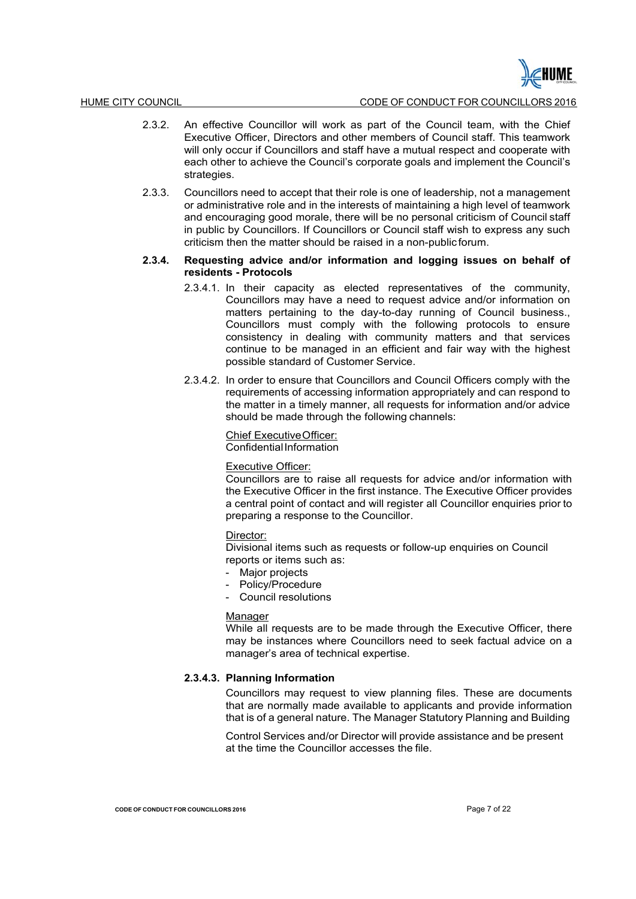2.3.2. An effective Councillor will work as part of the Council team, with the Chief Executive Officer, Directors and other members of Council staff. This teamwork will only occur if Councillors and staff have a mutual respect and cooperate with each other to achieve the Council's corporate goals and implement the Council's strategies.

2.3.3. Councillors need to accept that their role is one of leadership, not a management or administrative role and in the interests of maintaining a high level of teamwork and encouraging good morale, there will be no personal criticism of Council staff in public by Councillors. If Councillors or Council staff wish to express any such criticism then the matter should be raised in a non-public forum.

**2.3.4. Requesting advice and/or information and logging issues on behalf of residents - Protocols**

2.3.4.1. In their capacity as elected representatives of the community, Councillors may have a need to request advice and/or information on matters pertaining to the day-to-day running of Council business., Councillors must comply with the following protocols to ensure consistency in dealing with community matters and that services continue to be managed in an efficient and fair way with the highest possible standard of Customer Service.

2.3.4.2. In order to ensure that Councillors and Council Officers comply with the requirements of accessing information appropriately and can respond to the matter in a timely manner, all requests for information and/or advice should be made through the following channels:

Chief Executive Officer:
Confidential Information

Executive Officer:
Councillors are to raise all requests for advice and/or information with the Executive Officer in the first instance. The Executive Officer provides a central point of contact and will register all Councillor enquiries prior to preparing a response to the Councillor.

Director:
Divisional items such as requests or follow-up enquiries on Council reports or items such as:

- Major projects
- Policy/Procedure
- Council resolutions

Manager
While all requests are to be made through the Executive Officer, there may be instances where Councillors need to seek factual advice on a manager's area of technical expertise.

**2.3.4.3. Planning Information**

Councillors may request to view planning files. These are documents that are normally made available to applicants and provide information that is of a general nature. The Manager Statutory Planning and Building Control Services and/or Director will provide assistance and be present at the time the Councillor accesses the file.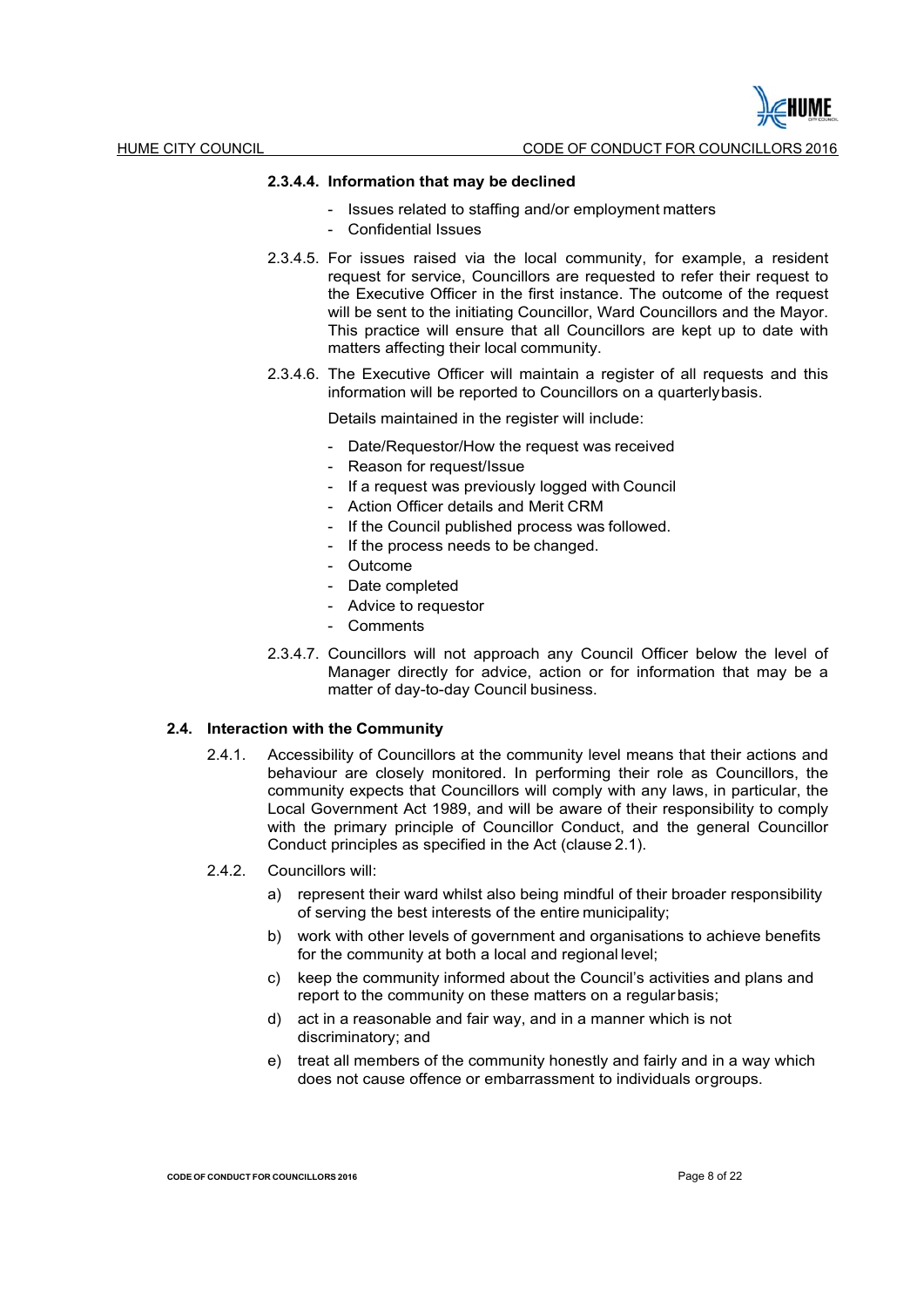#### 2.3.4.4. Information that may be declined

- Issues related to staffing and/or employment matters
- Confidential Issues

2.3.4.5. For issues raised via the local community, for example, a resident request for service, Councillors are requested to refer their request to the Executive Officer in the first instance. The outcome of the request will be sent to the initiating Councillor, Ward Councillors and the Mayor. This practice will ensure that all Councillors are kept up to date with matters affecting their local community.

2.3.4.6. The Executive Officer will maintain a register of all requests and this information will be reported to Councillors on a quarterly basis.

Details maintained in the register will include:

- Date/Requestor/How the request was received
- Reason for request/Issue
- If a request was previously logged with Council
- Action Officer details and Merit CRM
- If the Council published process was followed.
- If the process needs to be changed.
- Outcome
- Date completed
- Advice to requestor
- Comments

2.3.4.7. Councillors will not approach any Council Officer below the level of Manager directly for advice, action or for information that may be a matter of day-to-day Council business.

### 2.4. Interaction with the Community

2.4.1. Accessibility of Councillors at the community level means that their actions and behaviour are closely monitored. In performing their role as Councillors, the community expects that Councillors will comply with any laws, in particular, the Local Government Act 1989, and will be aware of their responsibility to comply with the primary principle of Councillor Conduct, and the general Councillor Conduct principles as specified in the Act (clause 2.1).

2.4.2. Councillors will:

a) represent their ward whilst also being mindful of their broader responsibility of serving the best interests of the entire municipality;

b) work with other levels of government and organisations to achieve benefits for the community at both a local and regional level;

c) keep the community informed about the Council's activities and plans and report to the community on these matters on a regular basis;

d) act in a reasonable and fair way, and in a manner which is not discriminatory; and

e) treat all members of the community honestly and fairly and in a way which does not cause offence or embarrassment to individuals or groups.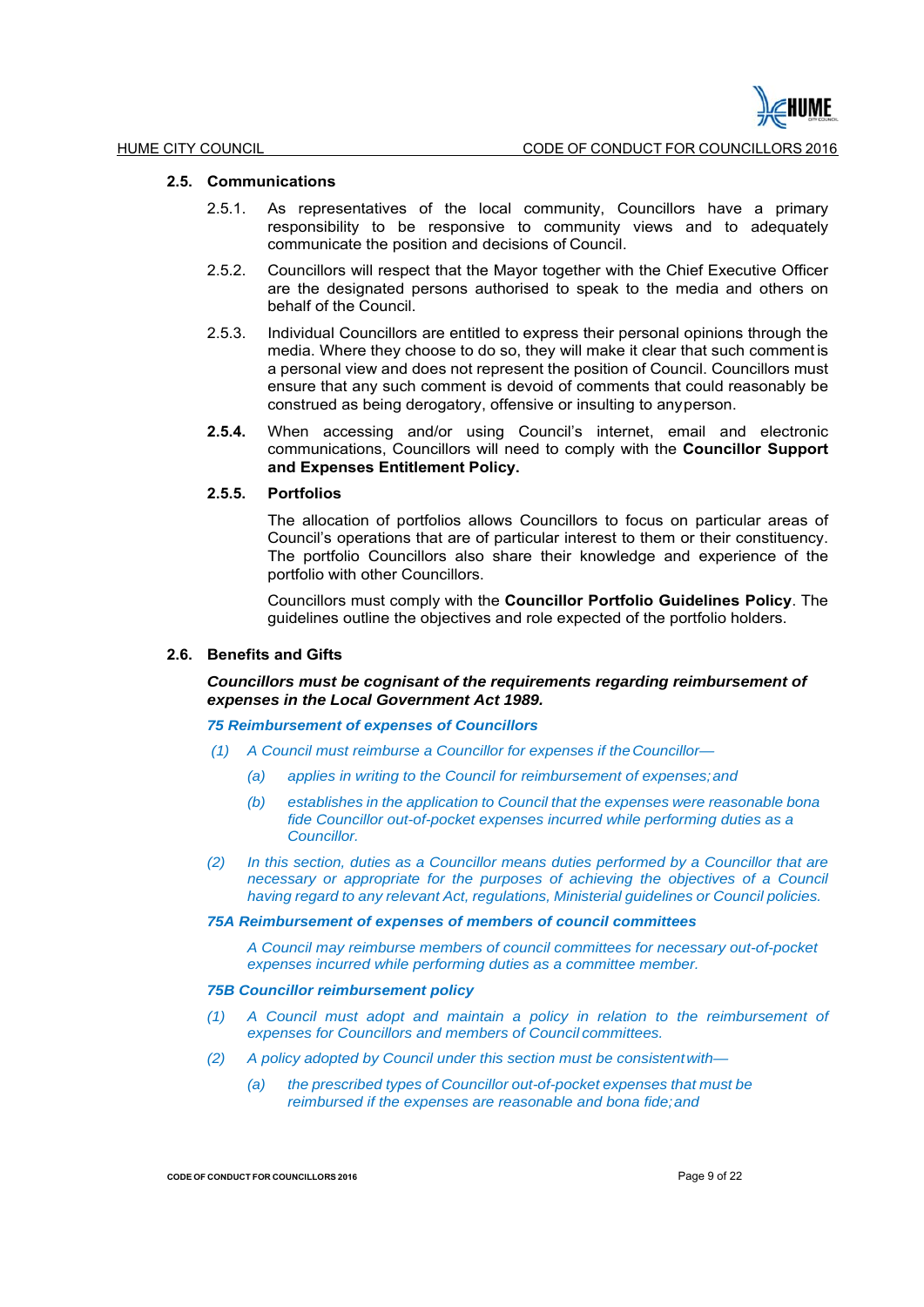### 2.5. Communications

2.5.1. As representatives of the local community, Councillors have a primary responsibility to be responsive to community views and to adequately communicate the position and decisions of Council.

2.5.2. Councillors will respect that the Mayor together with the Chief Executive Officer are the designated persons authorised to speak to the media and others on behalf of the Council.

2.5.3. Individual Councillors are entitled to express their personal opinions through the media. Where they choose to do so, they will make it clear that such comment is a personal view and does not represent the position of Council. Councillors must ensure that any such comment is devoid of comments that could reasonably be construed as being derogatory, offensive or insulting to any person.

**2.5.4.** When accessing and/or using Council's internet, email and electronic communications, Councillors will need to comply with the **Councillor Support and Expenses Entitlement Policy.**

**2.5.5. Portfolios**

The allocation of portfolios allows Councillors to focus on particular areas of Council's operations that are of particular interest to them or their constituency. The portfolio Councillors also share their knowledge and experience of the portfolio with other Councillors.

Councillors must comply with the **Councillor Portfolio Guidelines Policy**. The guidelines outline the objectives and role expected of the portfolio holders.

### 2.6. Benefits and Gifts

***Councillors must be cognisant of the requirements regarding reimbursement of expenses in the Local Government Act 1989.***

***75 Reimbursement of expenses of Councillors***

*(1) A Council must reimburse a Councillor for expenses if the Councillor—*

*(a) applies in writing to the Council for reimbursement of expenses; and*

*(b) establishes in the application to Council that the expenses were reasonable bona fide Councillor out-of-pocket expenses incurred while performing duties as a Councillor.*

*(2) In this section, duties as a Councillor means duties performed by a Councillor that are necessary or appropriate for the purposes of achieving the objectives of a Council having regard to any relevant Act, regulations, Ministerial guidelines or Council policies.*

***75A Reimbursement of expenses of members of council committees***

*A Council may reimburse members of council committees for necessary out-of-pocket expenses incurred while performing duties as a committee member.*

***75B Councillor reimbursement policy***

*(1) A Council must adopt and maintain a policy in relation to the reimbursement of expenses for Councillors and members of Council committees.*

*(2) A policy adopted by Council under this section must be consistent with—*

*(a) the prescribed types of Councillor out-of-pocket expenses that must be reimbursed if the expenses are reasonable and bona fide; and*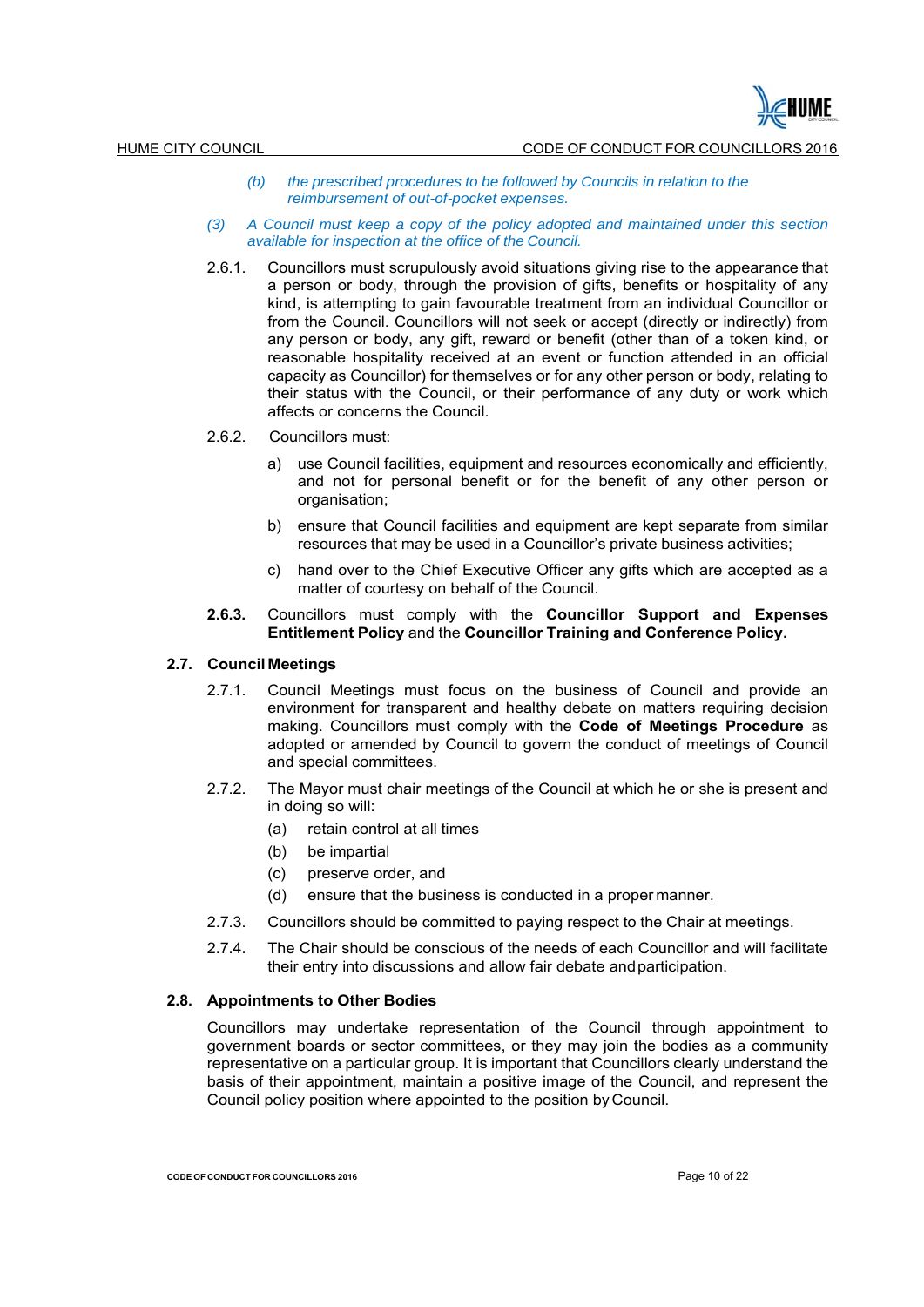*(b) the prescribed procedures to be followed by Councils in relation to the reimbursement of out-of-pocket expenses.*

*(3) A Council must keep a copy of the policy adopted and maintained under this section available for inspection at the office of the Council.*

2.6.1. Councillors must scrupulously avoid situations giving rise to the appearance that a person or body, through the provision of gifts, benefits or hospitality of any kind, is attempting to gain favourable treatment from an individual Councillor or from the Council. Councillors will not seek or accept (directly or indirectly) from any person or body, any gift, reward or benefit (other than of a token kind, or reasonable hospitality received at an event or function attended in an official capacity as Councillor) for themselves or for any other person or body, relating to their status with the Council, or their performance of any duty or work which affects or concerns the Council.

2.6.2. Councillors must:

a) use Council facilities, equipment and resources economically and efficiently, and not for personal benefit or for the benefit of any other person or organisation;

b) ensure that Council facilities and equipment are kept separate from similar resources that may be used in a Councillor's private business activities;

c) hand over to the Chief Executive Officer any gifts which are accepted as a matter of courtesy on behalf of the Council.

**2.6.3.** Councillors must comply with the **Councillor Support and Expenses Entitlement Policy** and the **Councillor Training and Conference Policy.**

### 2.7. Council Meetings

2.7.1. Council Meetings must focus on the business of Council and provide an environment for transparent and healthy debate on matters requiring decision making. Councillors must comply with the **Code of Meetings Procedure** as adopted or amended by Council to govern the conduct of meetings of Council and special committees.

2.7.2. The Mayor must chair meetings of the Council at which he or she is present and in doing so will:

(a) retain control at all times

(b) be impartial

(c) preserve order, and

(d) ensure that the business is conducted in a proper manner.

2.7.3. Councillors should be committed to paying respect to the Chair at meetings.

2.7.4. The Chair should be conscious of the needs of each Councillor and will facilitate their entry into discussions and allow fair debate and participation.

### 2.8. Appointments to Other Bodies

Councillors may undertake representation of the Council through appointment to government boards or sector committees, or they may join the bodies as a community representative on a particular group. It is important that Councillors clearly understand the basis of their appointment, maintain a positive image of the Council, and represent the Council policy position where appointed to the position by Council.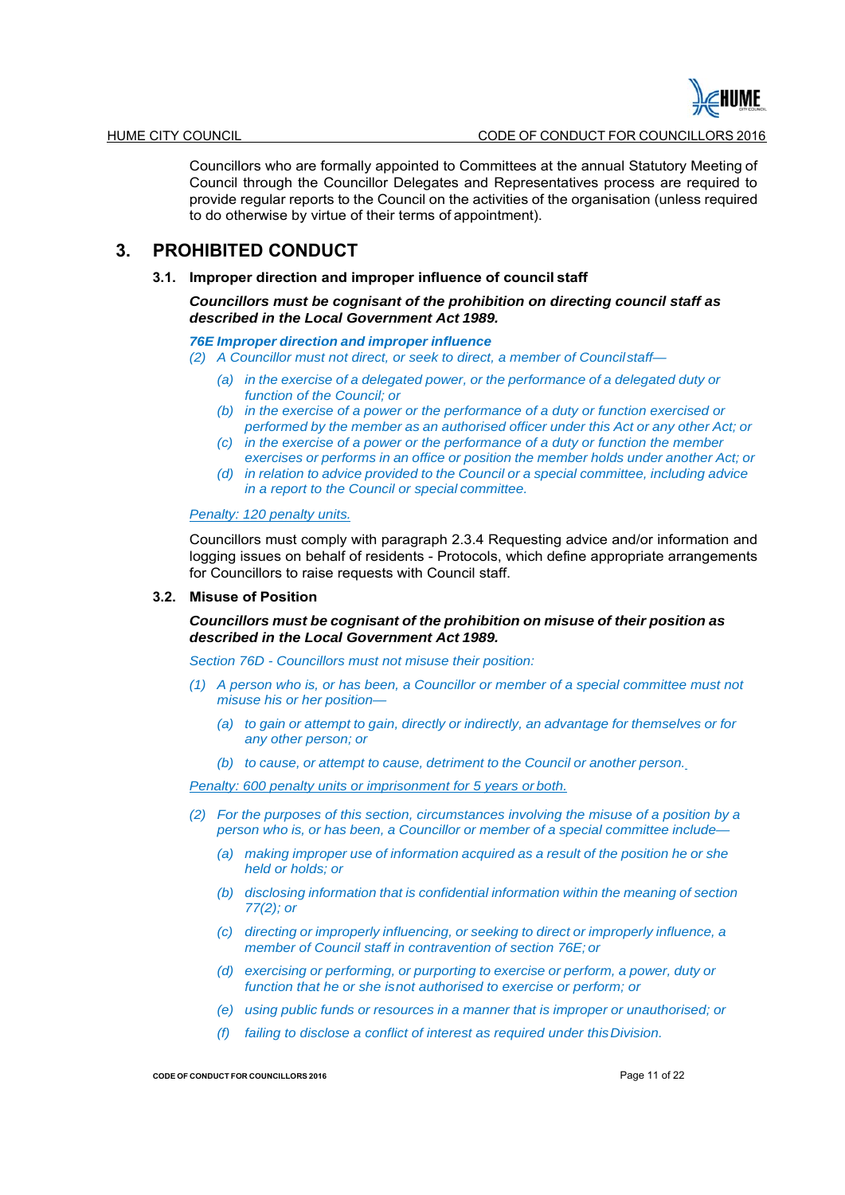Councillors who are formally appointed to Committees at the annual Statutory Meeting of Council through the Councillor Delegates and Representatives process are required to provide regular reports to the Council on the activities of the organisation (unless required to do otherwise by virtue of their terms of appointment).

# 3. PROHIBITED CONDUCT

## 3.1. Improper direction and improper influence of council staff

***Councillors must be cognisant of the prohibition on directing council staff as described in the Local Government Act 1989.***

***76E Improper direction and improper influence***

*(2) A Councillor must not direct, or seek to direct, a member of Council staff—*

- *(a) in the exercise of a delegated power, or the performance of a delegated duty or function of the Council; or*
- *(b) in the exercise of a power or the performance of a duty or function exercised or performed by the member as an authorised officer under this Act or any other Act; or*
- *(c) in the exercise of a power or the performance of a duty or function the member exercises or performs in an office or position the member holds under another Act; or*
- *(d) in relation to advice provided to the Council or a special committee, including advice in a report to the Council or special committee.*

*Penalty: 120 penalty units.*

Councillors must comply with paragraph 2.3.4 Requesting advice and/or information and logging issues on behalf of residents - Protocols, which define appropriate arrangements for Councillors to raise requests with Council staff.

## 3.2. Misuse of Position

***Councillors must be cognisant of the prohibition on misuse of their position as described in the Local Government Act 1989.***

*Section 76D - Councillors must not misuse their position:*

*(1) A person who is, or has been, a Councillor or member of a special committee must not misuse his or her position—*

- *(a) to gain or attempt to gain, directly or indirectly, an advantage for themselves or for any other person; or*
- *(b) to cause, or attempt to cause, detriment to the Council or another person.*

*Penalty: 600 penalty units or imprisonment for 5 years or both.*

*(2) For the purposes of this section, circumstances involving the misuse of a position by a person who is, or has been, a Councillor or member of a special committee include—*

- *(a) making improper use of information acquired as a result of the position he or she held or holds; or*
- *(b) disclosing information that is confidential information within the meaning of section 77(2); or*
- *(c) directing or improperly influencing, or seeking to direct or improperly influence, a member of Council staff in contravention of section 76E; or*
- *(d) exercising or performing, or purporting to exercise or perform, a power, duty or function that he or she is not authorised to exercise or perform; or*
- *(e) using public funds or resources in a manner that is improper or unauthorised; or*
- *(f) failing to disclose a conflict of interest as required under this Division.*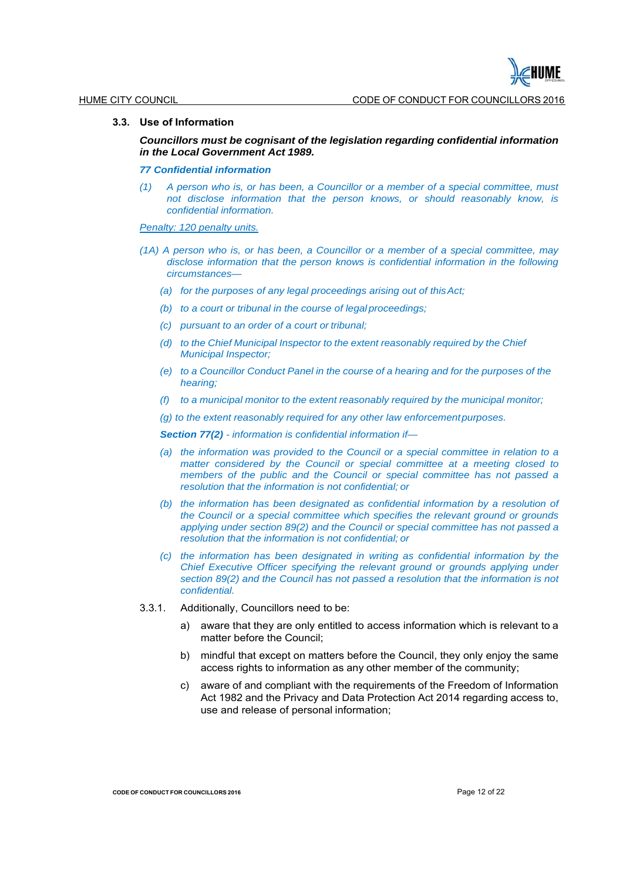### 3.3. Use of Information

***Councillors must be cognisant of the legislation regarding confidential information in the Local Government Act 1989.***

***77 Confidential information***

*(1) A person who is, or has been, a Councillor or a member of a special committee, must not disclose information that the person knows, or should reasonably know, is confidential information.*

*Penalty: 120 penalty units.*

*(1A) A person who is, or has been, a Councillor or a member of a special committee, may disclose information that the person knows is confidential information in the following circumstances—*

*(a) for the purposes of any legal proceedings arising out of this Act;*

*(b) to a court or tribunal in the course of legal proceedings;*

*(c) pursuant to an order of a court or tribunal;*

*(d) to the Chief Municipal Inspector to the extent reasonably required by the Chief Municipal Inspector;*

*(e) to a Councillor Conduct Panel in the course of a hearing and for the purposes of the hearing;*

*(f) to a municipal monitor to the extent reasonably required by the municipal monitor;*

*(g) to the extent reasonably required for any other law enforcement purposes.*

***Section 77(2)** - information is confidential information if—*

*(a) the information was provided to the Council or a special committee in relation to a matter considered by the Council or special committee at a meeting closed to members of the public and the Council or special committee has not passed a resolution that the information is not confidential; or*

*(b) the information has been designated as confidential information by a resolution of the Council or a special committee which specifies the relevant ground or grounds applying under section 89(2) and the Council or special committee has not passed a resolution that the information is not confidential; or*

*(c) the information has been designated in writing as confidential information by the Chief Executive Officer specifying the relevant ground or grounds applying under section 89(2) and the Council has not passed a resolution that the information is not confidential.*

3.3.1. Additionally, Councillors need to be:

a) aware that they are only entitled to access information which is relevant to a matter before the Council;

b) mindful that except on matters before the Council, they only enjoy the same access rights to information as any other member of the community;

c) aware of and compliant with the requirements of the Freedom of Information Act 1982 and the Privacy and Data Protection Act 2014 regarding access to, use and release of personal information;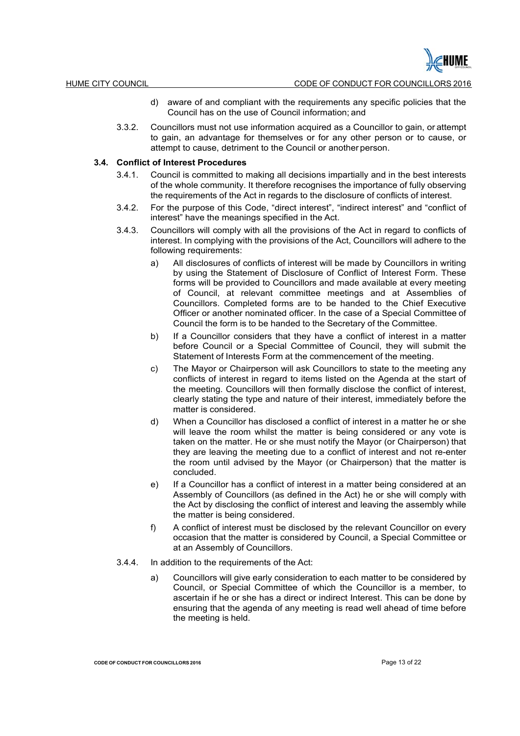d) aware of and compliant with the requirements any specific policies that the Council has on the use of Council information; and

3.3.2. Councillors must not use information acquired as a Councillor to gain, or attempt to gain, an advantage for themselves or for any other person or to cause, or attempt to cause, detriment to the Council or another person.

### 3.4. Conflict of Interest Procedures

3.4.1. Council is committed to making all decisions impartially and in the best interests of the whole community. It therefore recognises the importance of fully observing the requirements of the Act in regards to the disclosure of conflicts of interest.

3.4.2. For the purpose of this Code, "direct interest", "indirect interest" and "conflict of interest" have the meanings specified in the Act.

3.4.3. Councillors will comply with all the provisions of the Act in regard to conflicts of interest. In complying with the provisions of the Act, Councillors will adhere to the following requirements:

a) All disclosures of conflicts of interest will be made by Councillors in writing by using the Statement of Disclosure of Conflict of Interest Form. These forms will be provided to Councillors and made available at every meeting of Council, at relevant committee meetings and at Assemblies of Councillors. Completed forms are to be handed to the Chief Executive Officer or another nominated officer. In the case of a Special Committee of Council the form is to be handed to the Secretary of the Committee.

b) If a Councillor considers that they have a conflict of interest in a matter before Council or a Special Committee of Council, they will submit the Statement of Interests Form at the commencement of the meeting.

c) The Mayor or Chairperson will ask Councillors to state to the meeting any conflicts of interest in regard to items listed on the Agenda at the start of the meeting. Councillors will then formally disclose the conflict of interest, clearly stating the type and nature of their interest, immediately before the matter is considered.

d) When a Councillor has disclosed a conflict of interest in a matter he or she will leave the room whilst the matter is being considered or any vote is taken on the matter. He or she must notify the Mayor (or Chairperson) that they are leaving the meeting due to a conflict of interest and not re-enter the room until advised by the Mayor (or Chairperson) that the matter is concluded.

e) If a Councillor has a conflict of interest in a matter being considered at an Assembly of Councillors (as defined in the Act) he or she will comply with the Act by disclosing the conflict of interest and leaving the assembly while the matter is being considered.

f) A conflict of interest must be disclosed by the relevant Councillor on every occasion that the matter is considered by Council, a Special Committee or at an Assembly of Councillors.

3.4.4. In addition to the requirements of the Act:

a) Councillors will give early consideration to each matter to be considered by Council, or Special Committee of which the Councillor is a member, to ascertain if he or she has a direct or indirect Interest. This can be done by ensuring that the agenda of any meeting is read well ahead of time before the meeting is held.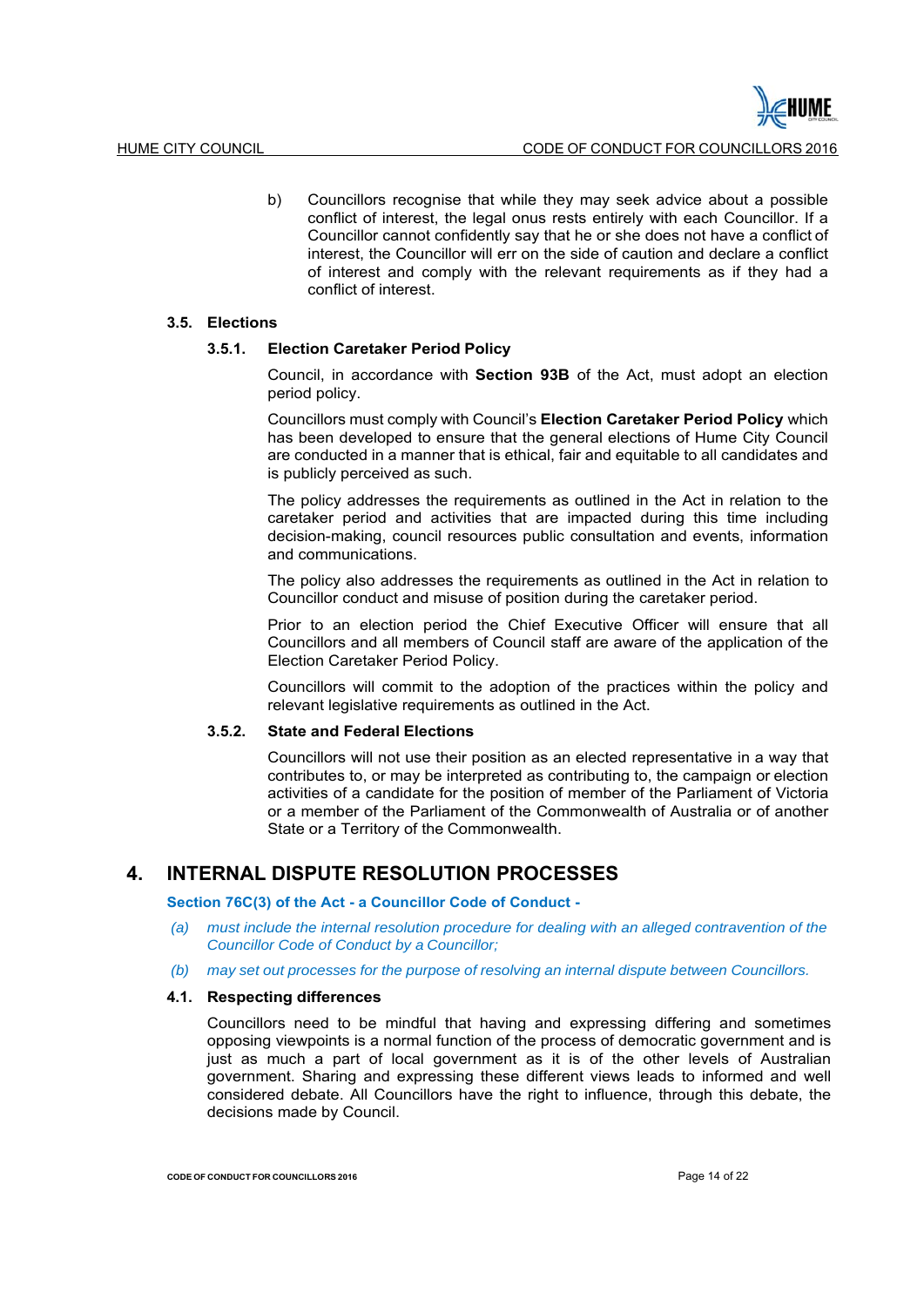b) Councillors recognise that while they may seek advice about a possible conflict of interest, the legal onus rests entirely with each Councillor. If a Councillor cannot confidently say that he or she does not have a conflict of interest, the Councillor will err on the side of caution and declare a conflict of interest and comply with the relevant requirements as if they had a conflict of interest.

### 3.5. Elections

#### 3.5.1. Election Caretaker Period Policy

Council, in accordance with **Section 93B** of the Act, must adopt an election period policy.

Councillors must comply with Council's **Election Caretaker Period Policy** which has been developed to ensure that the general elections of Hume City Council are conducted in a manner that is ethical, fair and equitable to all candidates and is publicly perceived as such.

The policy addresses the requirements as outlined in the Act in relation to the caretaker period and activities that are impacted during this time including decision-making, council resources public consultation and events, information and communications.

The policy also addresses the requirements as outlined in the Act in relation to Councillor conduct and misuse of position during the caretaker period.

Prior to an election period the Chief Executive Officer will ensure that all Councillors and all members of Council staff are aware of the application of the Election Caretaker Period Policy.

Councillors will commit to the adoption of the practices within the policy and relevant legislative requirements as outlined in the Act.

#### 3.5.2. State and Federal Elections

Councillors will not use their position as an elected representative in a way that contributes to, or may be interpreted as contributing to, the campaign or election activities of a candidate for the position of member of the Parliament of Victoria or a member of the Parliament of the Commonwealth of Australia or of another State or a Territory of the Commonwealth.

## 4. INTERNAL DISPUTE RESOLUTION PROCESSES

**Section 76C(3) of the Act - a Councillor Code of Conduct -**

*(a) must include the internal resolution procedure for dealing with an alleged contravention of the Councillor Code of Conduct by a Councillor;*

*(b) may set out processes for the purpose of resolving an internal dispute between Councillors.*

### 4.1. Respecting differences

Councillors need to be mindful that having and expressing differing and sometimes opposing viewpoints is a normal function of the process of democratic government and is just as much a part of local government as it is of the other levels of Australian government. Sharing and expressing these different views leads to informed and well considered debate. All Councillors have the right to influence, through this debate, the decisions made by Council.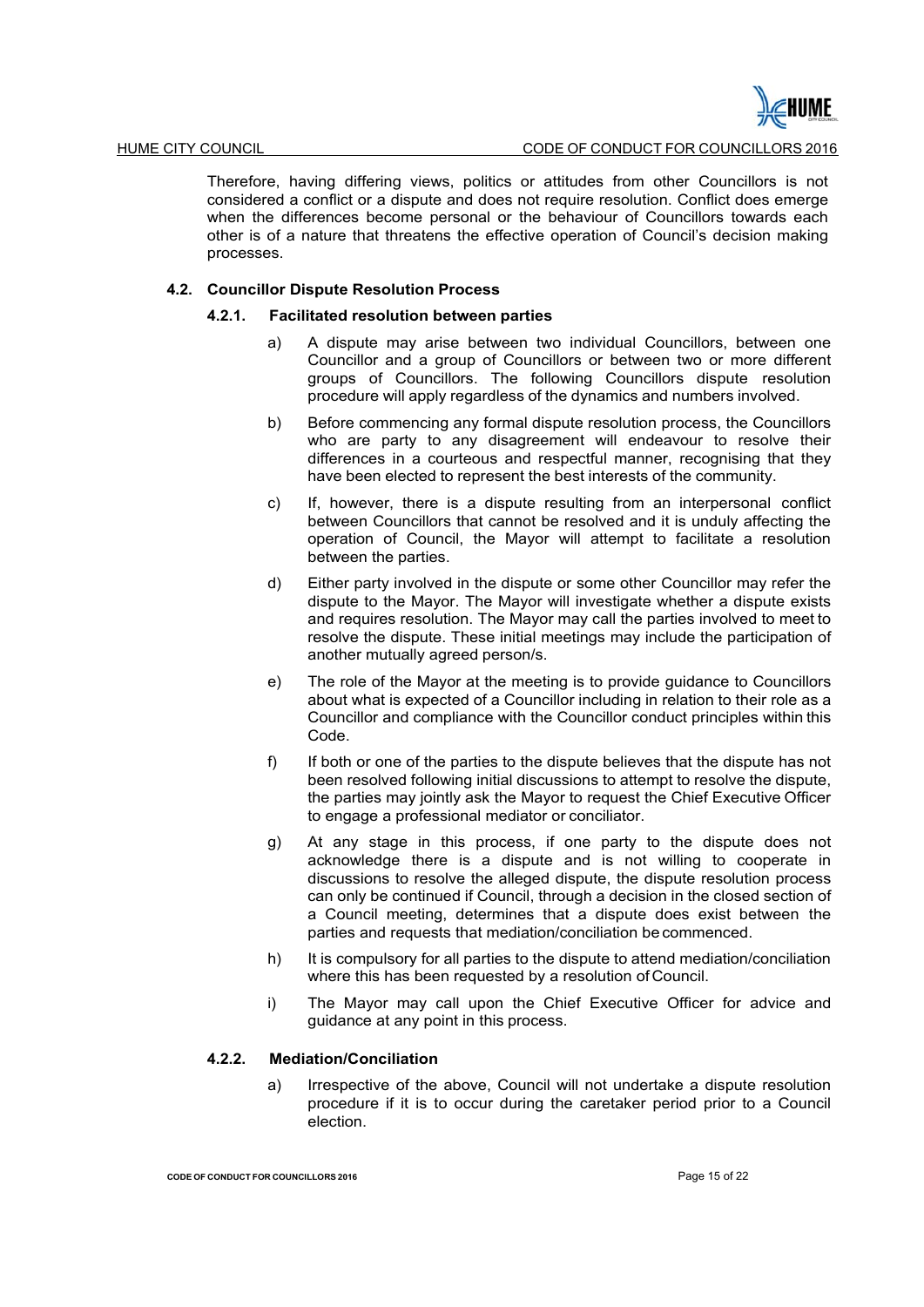Therefore, having differing views, politics or attitudes from other Councillors is not considered a conflict or a dispute and does not require resolution. Conflict does emerge when the differences become personal or the behaviour of Councillors towards each other is of a nature that threatens the effective operation of Council's decision making processes.

### 4.2. Councillor Dispute Resolution Process

#### 4.2.1. Facilitated resolution between parties

a) A dispute may arise between two individual Councillors, between one Councillor and a group of Councillors or between two or more different groups of Councillors. The following Councillors dispute resolution procedure will apply regardless of the dynamics and numbers involved.

b) Before commencing any formal dispute resolution process, the Councillors who are party to any disagreement will endeavour to resolve their differences in a courteous and respectful manner, recognising that they have been elected to represent the best interests of the community.

c) If, however, there is a dispute resulting from an interpersonal conflict between Councillors that cannot be resolved and it is unduly affecting the operation of Council, the Mayor will attempt to facilitate a resolution between the parties.

d) Either party involved in the dispute or some other Councillor may refer the dispute to the Mayor. The Mayor will investigate whether a dispute exists and requires resolution. The Mayor may call the parties involved to meet to resolve the dispute. These initial meetings may include the participation of another mutually agreed person/s.

e) The role of the Mayor at the meeting is to provide guidance to Councillors about what is expected of a Councillor including in relation to their role as a Councillor and compliance with the Councillor conduct principles within this Code.

f) If both or one of the parties to the dispute believes that the dispute has not been resolved following initial discussions to attempt to resolve the dispute, the parties may jointly ask the Mayor to request the Chief Executive Officer to engage a professional mediator or conciliator.

g) At any stage in this process, if one party to the dispute does not acknowledge there is a dispute and is not willing to cooperate in discussions to resolve the alleged dispute, the dispute resolution process can only be continued if Council, through a decision in the closed section of a Council meeting, determines that a dispute does exist between the parties and requests that mediation/conciliation be commenced.

h) It is compulsory for all parties to the dispute to attend mediation/conciliation where this has been requested by a resolution of Council.

i) The Mayor may call upon the Chief Executive Officer for advice and guidance at any point in this process.

#### 4.2.2. Mediation/Conciliation

a) Irrespective of the above, Council will not undertake a dispute resolution procedure if it is to occur during the caretaker period prior to a Council election.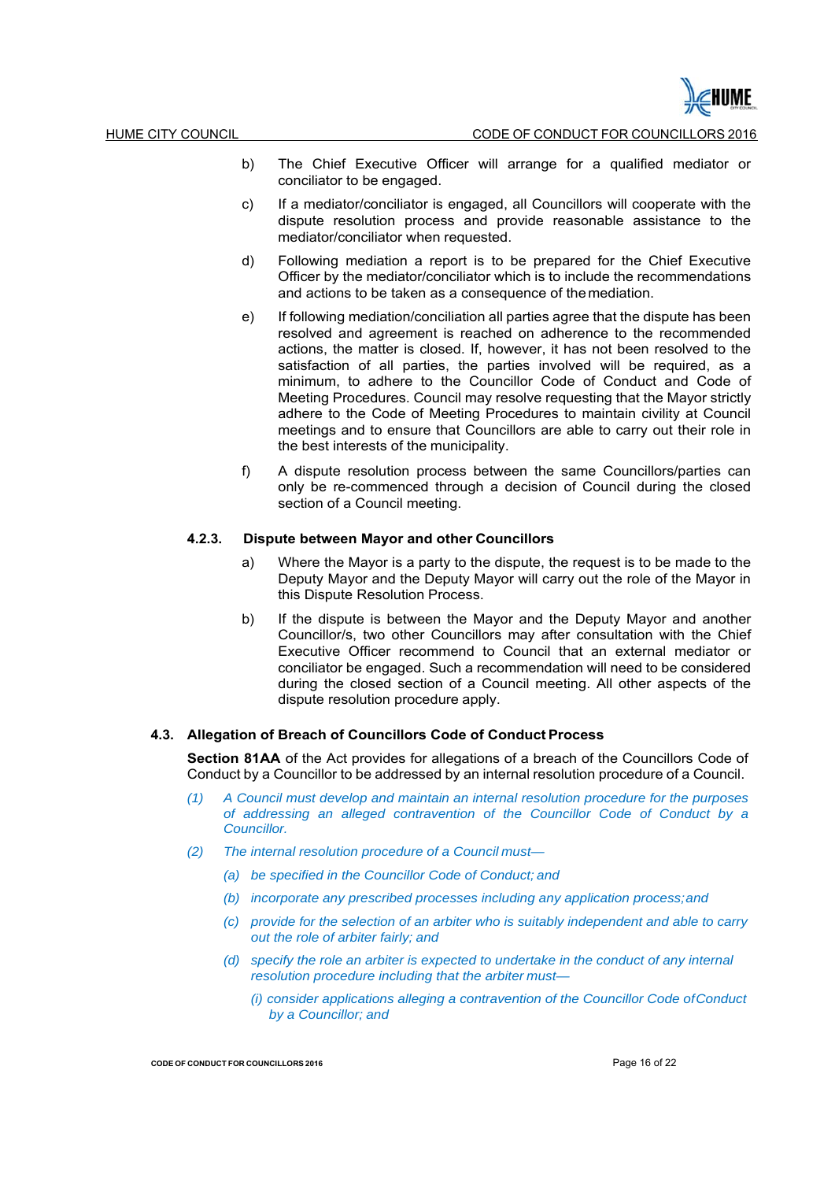b) The Chief Executive Officer will arrange for a qualified mediator or conciliator to be engaged.

c) If a mediator/conciliator is engaged, all Councillors will cooperate with the dispute resolution process and provide reasonable assistance to the mediator/conciliator when requested.

d) Following mediation a report is to be prepared for the Chief Executive Officer by the mediator/conciliator which is to include the recommendations and actions to be taken as a consequence of the mediation.

e) If following mediation/conciliation all parties agree that the dispute has been resolved and agreement is reached on adherence to the recommended actions, the matter is closed. If, however, it has not been resolved to the satisfaction of all parties, the parties involved will be required, as a minimum, to adhere to the Councillor Code of Conduct and Code of Meeting Procedures. Council may resolve requesting that the Mayor strictly adhere to the Code of Meeting Procedures to maintain civility at Council meetings and to ensure that Councillors are able to carry out their role in the best interests of the municipality.

f) A dispute resolution process between the same Councillors/parties can only be re-commenced through a decision of Council during the closed section of a Council meeting.

#### 4.2.3. Dispute between Mayor and other Councillors

a) Where the Mayor is a party to the dispute, the request is to be made to the Deputy Mayor and the Deputy Mayor will carry out the role of the Mayor in this Dispute Resolution Process.

b) If the dispute is between the Mayor and the Deputy Mayor and another Councillor/s, two other Councillors may after consultation with the Chief Executive Officer recommend to Council that an external mediator or conciliator be engaged. Such a recommendation will need to be considered during the closed section of a Council meeting. All other aspects of the dispute resolution procedure apply.

### 4.3. Allegation of Breach of Councillors Code of Conduct Process

**Section 81AA** of the Act provides for allegations of a breach of the Councillors Code of Conduct by a Councillor to be addressed by an internal resolution procedure of a Council.

*(1) A Council must develop and maintain an internal resolution procedure for the purposes of addressing an alleged contravention of the Councillor Code of Conduct by a Councillor.*

*(2) The internal resolution procedure of a Council must—*

*(a) be specified in the Councillor Code of Conduct; and*

*(b) incorporate any prescribed processes including any application process; and*

*(c) provide for the selection of an arbiter who is suitably independent and able to carry out the role of arbiter fairly; and*

*(d) specify the role an arbiter is expected to undertake in the conduct of any internal resolution procedure including that the arbiter must—*

*(i) consider applications alleging a contravention of the Councillor Code of Conduct by a Councillor; and*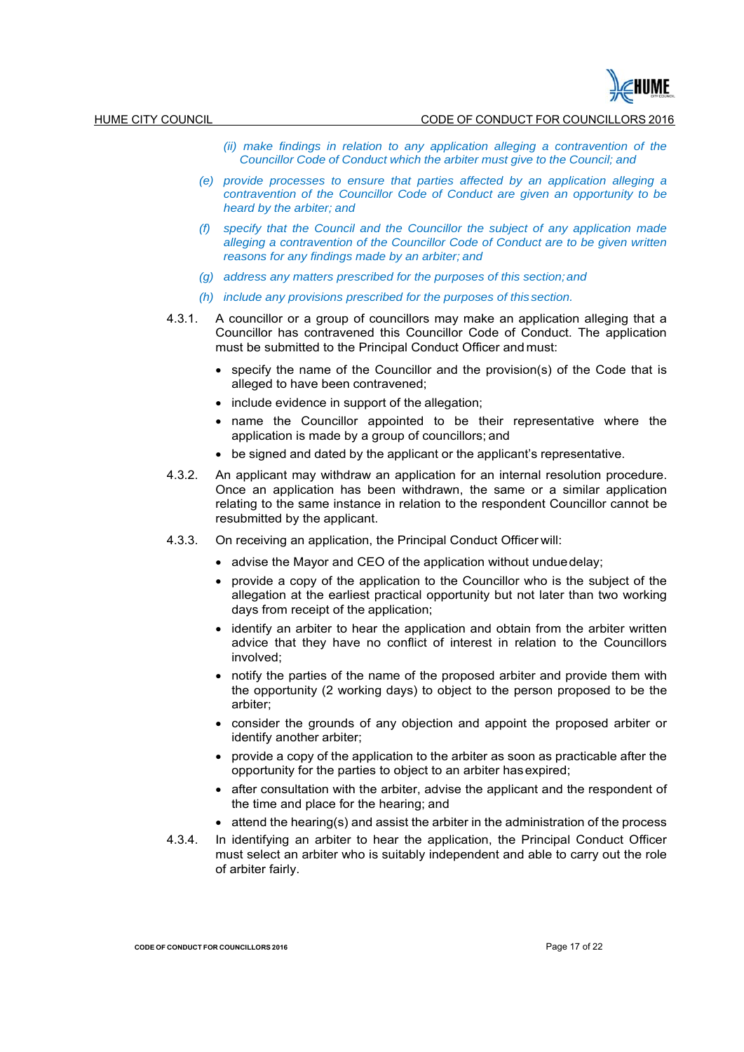*(ii) make findings in relation to any application alleging a contravention of the Councillor Code of Conduct which the arbiter must give to the Council; and*

*(e) provide processes to ensure that parties affected by an application alleging a contravention of the Councillor Code of Conduct are given an opportunity to be heard by the arbiter; and*

*(f) specify that the Council and the Councillor the subject of any application made alleging a contravention of the Councillor Code of Conduct are to be given written reasons for any findings made by an arbiter; and*

*(g) address any matters prescribed for the purposes of this section; and*

*(h) include any provisions prescribed for the purposes of this section.*

4.3.1. A councillor or a group of councillors may make an application alleging that a Councillor has contravened this Councillor Code of Conduct. The application must be submitted to the Principal Conduct Officer and must:

- specify the name of the Councillor and the provision(s) of the Code that is alleged to have been contravened;
- include evidence in support of the allegation;
- name the Councillor appointed to be their representative where the application is made by a group of councillors; and
- be signed and dated by the applicant or the applicant's representative.

4.3.2. An applicant may withdraw an application for an internal resolution procedure. Once an application has been withdrawn, the same or a similar application relating to the same instance in relation to the respondent Councillor cannot be resubmitted by the applicant.

4.3.3. On receiving an application, the Principal Conduct Officer will:

- advise the Mayor and CEO of the application without undue delay;
- provide a copy of the application to the Councillor who is the subject of the allegation at the earliest practical opportunity but not later than two working days from receipt of the application;
- identify an arbiter to hear the application and obtain from the arbiter written advice that they have no conflict of interest in relation to the Councillors involved;
- notify the parties of the name of the proposed arbiter and provide them with the opportunity (2 working days) to object to the person proposed to be the arbiter;
- consider the grounds of any objection and appoint the proposed arbiter or identify another arbiter;
- provide a copy of the application to the arbiter as soon as practicable after the opportunity for the parties to object to an arbiter has expired;
- after consultation with the arbiter, advise the applicant and the respondent of the time and place for the hearing; and
- attend the hearing(s) and assist the arbiter in the administration of the process

4.3.4. In identifying an arbiter to hear the application, the Principal Conduct Officer must select an arbiter who is suitably independent and able to carry out the role of arbiter fairly.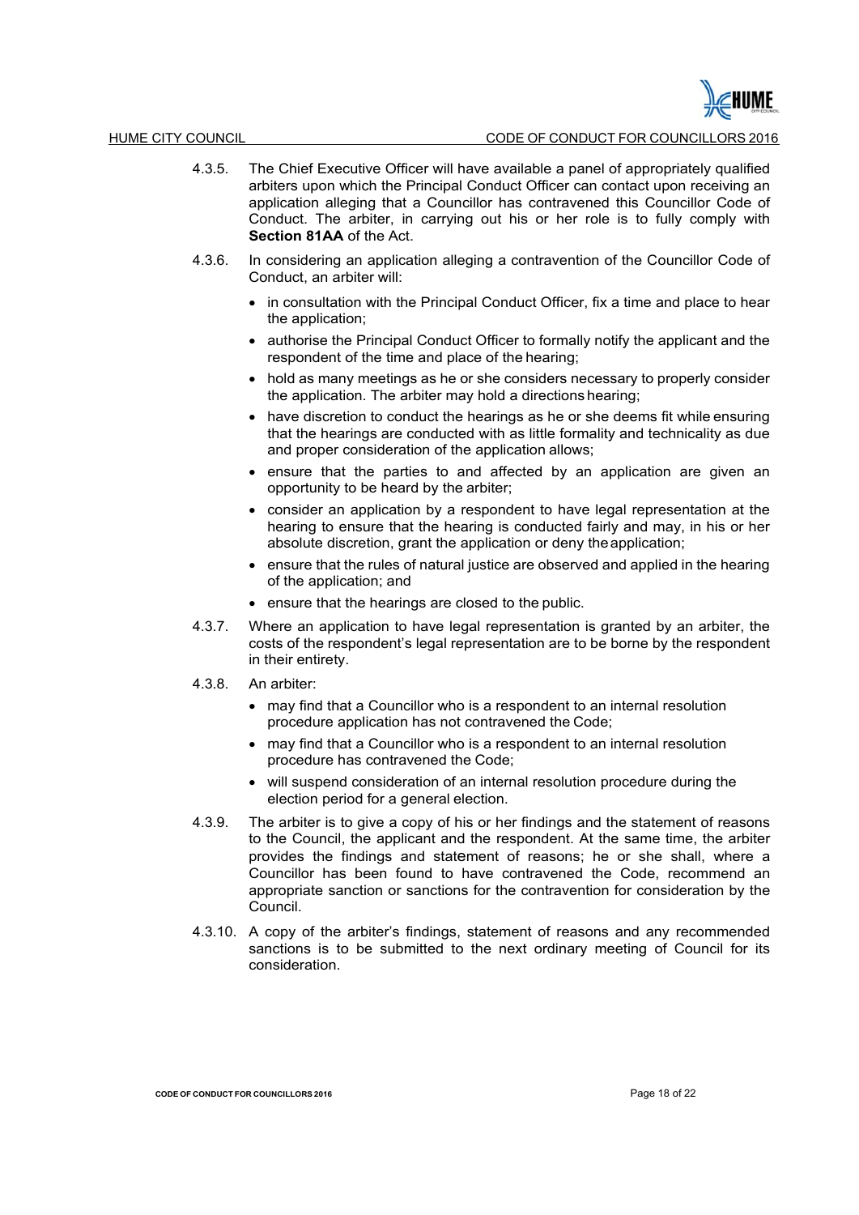4.3.5. The Chief Executive Officer will have available a panel of appropriately qualified arbiters upon which the Principal Conduct Officer can contact upon receiving an application alleging that a Councillor has contravened this Councillor Code of Conduct. The arbiter, in carrying out his or her role is to fully comply with **Section 81AA** of the Act.

4.3.6. In considering an application alleging a contravention of the Councillor Code of Conduct, an arbiter will:

- in consultation with the Principal Conduct Officer, fix a time and place to hear the application;
- authorise the Principal Conduct Officer to formally notify the applicant and the respondent of the time and place of the hearing;
- hold as many meetings as he or she considers necessary to properly consider the application. The arbiter may hold a directions hearing;
- have discretion to conduct the hearings as he or she deems fit while ensuring that the hearings are conducted with as little formality and technicality as due and proper consideration of the application allows;
- ensure that the parties to and affected by an application are given an opportunity to be heard by the arbiter;
- consider an application by a respondent to have legal representation at the hearing to ensure that the hearing is conducted fairly and may, in his or her absolute discretion, grant the application or deny the application;
- ensure that the rules of natural justice are observed and applied in the hearing of the application; and
- ensure that the hearings are closed to the public.

4.3.7. Where an application to have legal representation is granted by an arbiter, the costs of the respondent's legal representation are to be borne by the respondent in their entirety.

4.3.8. An arbiter:

- may find that a Councillor who is a respondent to an internal resolution procedure application has not contravened the Code;
- may find that a Councillor who is a respondent to an internal resolution procedure has contravened the Code;
- will suspend consideration of an internal resolution procedure during the election period for a general election.

4.3.9. The arbiter is to give a copy of his or her findings and the statement of reasons to the Council, the applicant and the respondent. At the same time, the arbiter provides the findings and statement of reasons; he or she shall, where a Councillor has been found to have contravened the Code, recommend an appropriate sanction or sanctions for the contravention for consideration by the Council.

4.3.10. A copy of the arbiter's findings, statement of reasons and any recommended sanctions is to be submitted to the next ordinary meeting of Council for its consideration.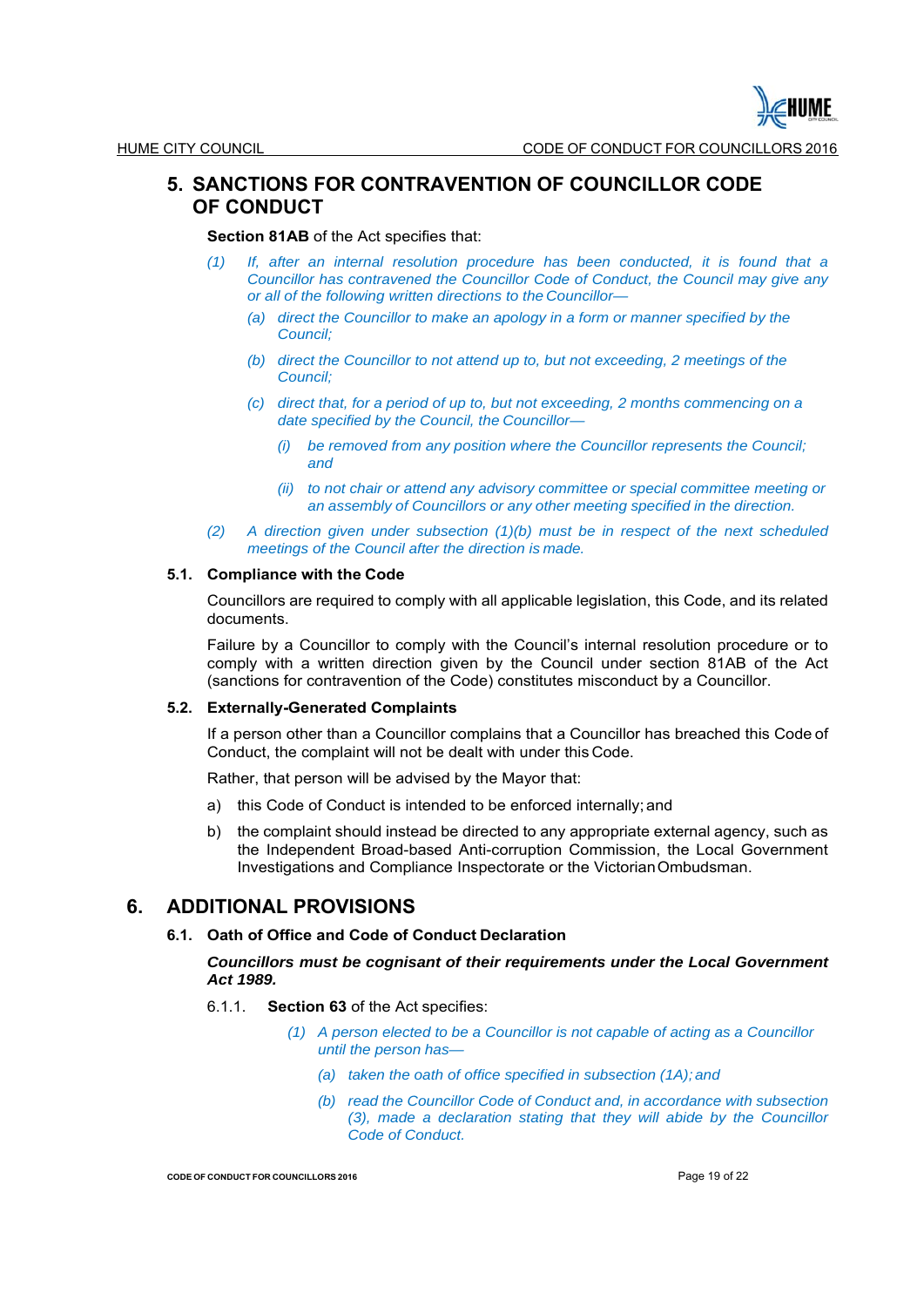## 5. SANCTIONS FOR CONTRAVENTION OF COUNCILLOR CODE OF CONDUCT

**Section 81AB** of the Act specifies that:

*(1) If, after an internal resolution procedure has been conducted, it is found that a Councillor has contravened the Councillor Code of Conduct, the Council may give any or all of the following written directions to the Councillor—*

*(a) direct the Councillor to make an apology in a form or manner specified by the Council;*

*(b) direct the Councillor to not attend up to, but not exceeding, 2 meetings of the Council;*

*(c) direct that, for a period of up to, but not exceeding, 2 months commencing on a date specified by the Council, the Councillor—*

*(i) be removed from any position where the Councillor represents the Council; and*

*(ii) to not chair or attend any advisory committee or special committee meeting or an assembly of Councillors or any other meeting specified in the direction.*

*(2) A direction given under subsection (1)(b) must be in respect of the next scheduled meetings of the Council after the direction is made.*

### 5.1. Compliance with the Code

Councillors are required to comply with all applicable legislation, this Code, and its related documents.

Failure by a Councillor to comply with the Council's internal resolution procedure or to comply with a written direction given by the Council under section 81AB of the Act (sanctions for contravention of the Code) constitutes misconduct by a Councillor.

### 5.2. Externally-Generated Complaints

If a person other than a Councillor complains that a Councillor has breached this Code of Conduct, the complaint will not be dealt with under this Code.

Rather, that person will be advised by the Mayor that:

a) this Code of Conduct is intended to be enforced internally; and

b) the complaint should instead be directed to any appropriate external agency, such as the Independent Broad-based Anti-corruption Commission, the Local Government Investigations and Compliance Inspectorate or the Victorian Ombudsman.

## 6. ADDITIONAL PROVISIONS

### 6.1. Oath of Office and Code of Conduct Declaration

***Councillors must be cognisant of their requirements under the Local Government Act 1989.***

6.1.1. **Section 63** of the Act specifies:

*(1) A person elected to be a Councillor is not capable of acting as a Councillor until the person has—*

*(a) taken the oath of office specified in subsection (1A); and*

*(b) read the Councillor Code of Conduct and, in accordance with subsection (3), made a declaration stating that they will abide by the Councillor Code of Conduct.*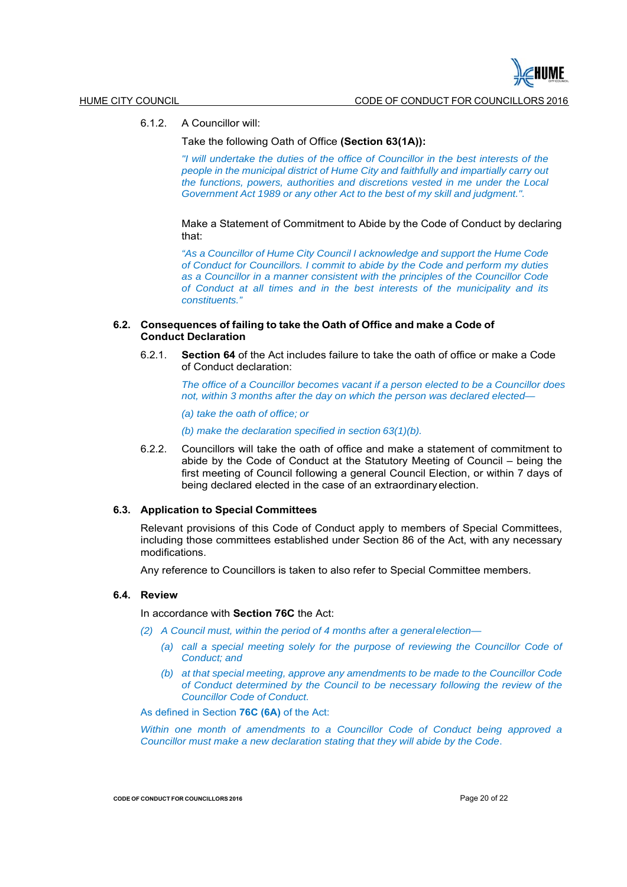6.1.2. A Councillor will:

Take the following Oath of Office **(Section 63(1A)):**

*"I will undertake the duties of the office of Councillor in the best interests of the people in the municipal district of Hume City and faithfully and impartially carry out the functions, powers, authorities and discretions vested in me under the Local Government Act 1989 or any other Act to the best of my skill and judgment.".*

Make a Statement of Commitment to Abide by the Code of Conduct by declaring that:

*"As a Councillor of Hume City Council I acknowledge and support the Hume Code of Conduct for Councillors. I commit to abide by the Code and perform my duties as a Councillor in a manner consistent with the principles of the Councillor Code of Conduct at all times and in the best interests of the municipality and its constituents."*

### 6.2. Consequences of failing to take the Oath of Office and make a Code of Conduct Declaration

6.2.1. **Section 64** of the Act includes failure to take the oath of office or make a Code of Conduct declaration:

*The office of a Councillor becomes vacant if a person elected to be a Councillor does not, within 3 months after the day on which the person was declared elected—*

*(a) take the oath of office; or*

*(b) make the declaration specified in section 63(1)(b).*

6.2.2. Councillors will take the oath of office and make a statement of commitment to abide by the Code of Conduct at the Statutory Meeting of Council – being the first meeting of Council following a general Council Election, or within 7 days of being declared elected in the case of an extraordinary election.

### 6.3. Application to Special Committees

Relevant provisions of this Code of Conduct apply to members of Special Committees, including those committees established under Section 86 of the Act, with any necessary modifications.

Any reference to Councillors is taken to also refer to Special Committee members.

### 6.4. Review

In accordance with **Section 76C** the Act:

*(2) A Council must, within the period of 4 months after a general election—*

*(a) call a special meeting solely for the purpose of reviewing the Councillor Code of Conduct; and*

*(b) at that special meeting, approve any amendments to be made to the Councillor Code of Conduct determined by the Council to be necessary following the review of the Councillor Code of Conduct.*

As defined in Section **76C (6A)** of the Act:

*Within one month of amendments to a Councillor Code of Conduct being approved a Councillor must make a new declaration stating that they will abide by the Code.*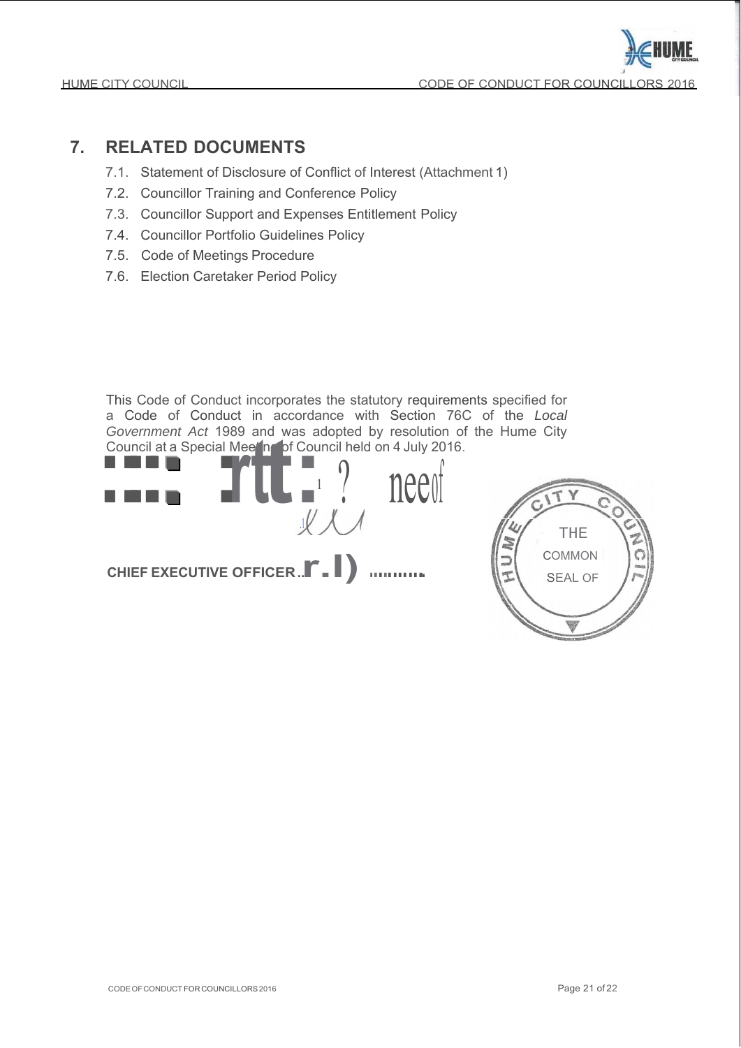## 7. RELATED DOCUMENTS

7.1. Statement of Disclosure of Conflict of Interest (Attachment 1)

7.2. Councillor Training and Conference Policy

7.3. Councillor Support and Expenses Entitlement Policy

7.4. Councillor Portfolio Guidelines Policy

7.5. Code of Meetings Procedure

7.6. Election Caretaker Period Policy

This Code of Conduct incorporates the statutory requirements specified for a Code of Conduct in accordance with Section 76C of the *Local Government Act* 1989 and was adopted by resolution of the Hume City Council at a Special Meeting of Council held on 4 July 2016.

**CHIEF EXECUTIVE OFFICER**..........

THE COMMON SEAL OF HUME CITY COUNCIL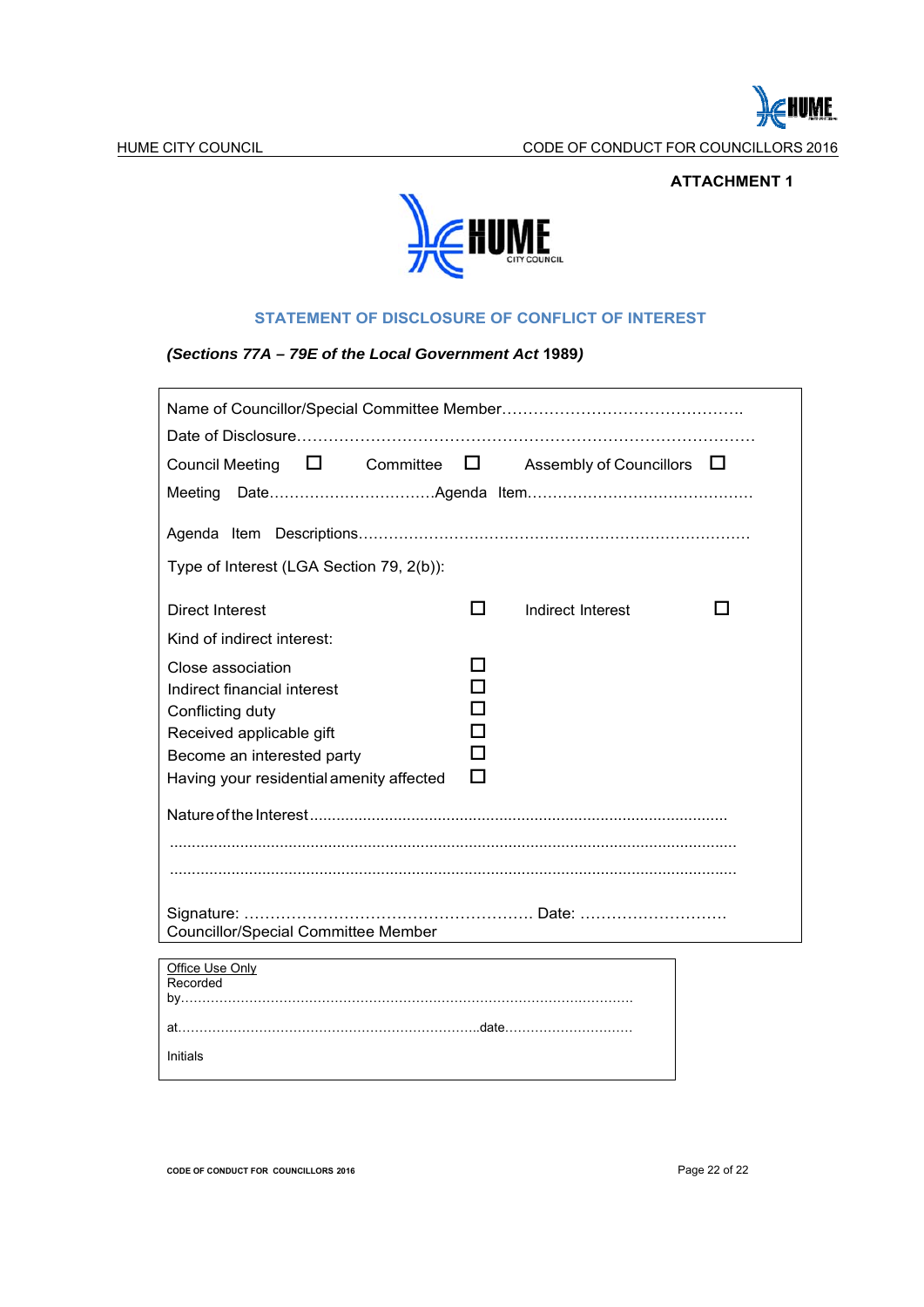**ATTACHMENT 1**

### STATEMENT OF DISCLOSURE OF CONFLICT OF INTEREST

***(Sections 77A – 79E of the Local Government Act* 1989*)***

Name of Councillor/Special Committee Member……………………………………….

Date of Disclosure……………………………………………………………………………

Council Meeting ☐ Committee ☐ Assembly of Councillors ☐

Meeting Date……………………………Agenda Item………………………………………

Agenda Item Descriptions…………………………………………………………………….

Type of Interest (LGA Section 79, 2(b)):

Direct Interest ☐ Indirect Interest ☐

Kind of indirect interest:

- Close association ☐
- Indirect financial interest ☐
- Conflicting duty ☐
- Received applicable gift ☐
- Become an interested party ☐
- Having your residential amenity affected ☐

Nature of the Interest.............................................................................................

...............................................................................................................................

...............................................................................................................................

Signature: ………………………………………………… Date: ……………………….
Councillor/Special Committee Member

Office Use Only
Recorded by………………………………………………………………………………………….

at…………………………………………………………….date………………………….

Initials